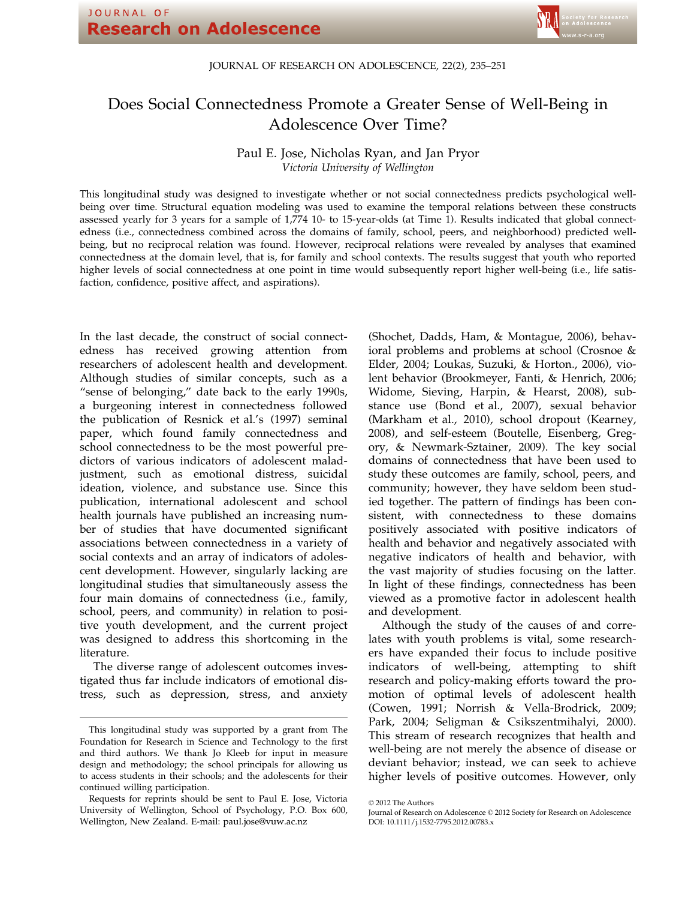# Does Social Connectedness Promote a Greater Sense of Well-Being in Adolescence Over Time?

Paul E. Jose, Nicholas Ryan, and Jan Pryor
*Victoria University of Wellington*

This longitudinal study was designed to investigate whether or not social connectedness predicts psychological well-being over time. Structural equation modeling was used to examine the temporal relations between these constructs assessed yearly for 3 years for a sample of 1,774 10- to 15-year-olds (at Time 1). Results indicated that global connectedness (i.e., connectedness combined across the domains of family, school, peers, and neighborhood) predicted well-being, but no reciprocal relation was found. However, reciprocal relations were revealed by analyses that examined connectedness at the domain level, that is, for family and school contexts. The results suggest that youth who reported higher levels of social connectedness at one point in time would subsequently report higher well-being (i.e., life satisfaction, confidence, positive affect, and aspirations).

In the last decade, the construct of social connectedness has received growing attention from researchers of adolescent health and development. Although studies of similar concepts, such as a "sense of belonging," date back to the early 1990s, a burgeoning interest in connectedness followed the publication of Resnick et al.'s (1997) seminal paper, which found family connectedness and school connectedness to be the most powerful predictors of various indicators of adolescent maladjustment, such as emotional distress, suicidal ideation, violence, and substance use. Since this publication, international adolescent and school health journals have published an increasing number of studies that have documented significant associations between connectedness in a variety of social contexts and an array of indicators of adolescent development. However, singularly lacking are longitudinal studies that simultaneously assess the four main domains of connectedness (i.e., family, school, peers, and community) in relation to positive youth development, and the current project was designed to address this shortcoming in the literature.

The diverse range of adolescent outcomes investigated thus far include indicators of emotional distress, such as depression, stress, and anxiety (Shochet, Dadds, Ham, & Montague, 2006), behavioral problems and problems at school (Crosnoe & Elder, 2004; Loukas, Suzuki, & Horton., 2006), violent behavior (Brookmeyer, Fanti, & Henrich, 2006; Widome, Sieving, Harpin, & Hearst, 2008), substance use (Bond et al., 2007), sexual behavior (Markham et al., 2010), school dropout (Kearney, 2008), and self-esteem (Boutelle, Eisenberg, Gregory, & Newmark-Sztainer, 2009). The key social domains of connectedness that have been used to study these outcomes are family, school, peers, and community; however, they have seldom been studied together. The pattern of findings has been consistent, with connectedness to these domains positively associated with positive indicators of health and behavior and negatively associated with negative indicators of health and behavior, with the vast majority of studies focusing on the latter. In light of these findings, connectedness has been viewed as a promotive factor in adolescent health and development.

Although the study of the causes of and correlates with youth problems is vital, some researchers have expanded their focus to include positive indicators of well-being, attempting to shift research and policy-making efforts toward the promotion of optimal levels of adolescent health (Cowen, 1991; Norrish & Vella-Brodrick, 2009; Park, 2004; Seligman & Csikszentmihalyi, 2000). This stream of research recognizes that health and well-being are not merely the absence of disease or deviant behavior; instead, we can seek to achieve higher levels of positive outcomes. However, only

---

This longitudinal study was supported by a grant from The Foundation for Research in Science and Technology to the first and third authors. We thank Jo Kleeb for input in measure design and methodology; the school principals for allowing us to access students in their schools; and the adolescents for their continued willing participation.

Requests for reprints should be sent to Paul E. Jose, Victoria University of Wellington, School of Psychology, P.O. Box 600, Wellington, New Zealand. E-mail: paul.jose@vuw.ac.nz

© 2012 The Authors
Journal of Research on Adolescence © 2012 Society for Research on Adolescence
DOI: 10.1111/j.1532-7795.2012.00783.x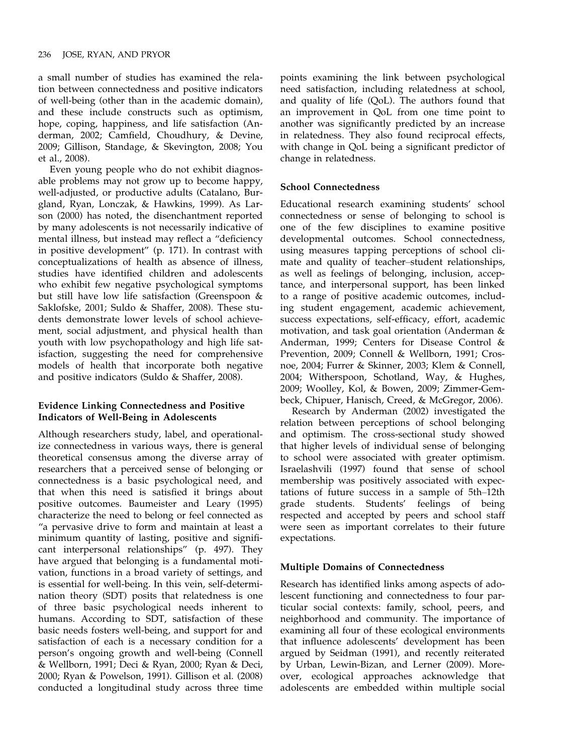a small number of studies has examined the relation between connectedness and positive indicators of well-being (other than in the academic domain), and these include constructs such as optimism, hope, coping, happiness, and life satisfaction (Anderman, 2002; Camfield, Choudhury, & Devine, 2009; Gillison, Standage, & Skevington, 2008; You et al., 2008).

Even young people who do not exhibit diagnosable problems may not grow up to become happy, well-adjusted, or productive adults (Catalano, Burgland, Ryan, Lonczak, & Hawkins, 1999). As Larson (2000) has noted, the disenchantment reported by many adolescents is not necessarily indicative of mental illness, but instead may reflect a "deficiency in positive development" (p. 171). In contrast with conceptualizations of health as absence of illness, studies have identified children and adolescents who exhibit few negative psychological symptoms but still have low life satisfaction (Greenspoon & Saklofske, 2001; Suldo & Shaffer, 2008). These students demonstrate lower levels of school achievement, social adjustment, and physical health than youth with low psychopathology and high life satisfaction, suggesting the need for comprehensive models of health that incorporate both negative and positive indicators (Suldo & Shaffer, 2008).

### Evidence Linking Connectedness and Positive Indicators of Well-Being in Adolescents

Although researchers study, label, and operationalize connectedness in various ways, there is general theoretical consensus among the diverse array of researchers that a perceived sense of belonging or connectedness is a basic psychological need, and that when this need is satisfied it brings about positive outcomes. Baumeister and Leary (1995) characterize the need to belong or feel connected as "a pervasive drive to form and maintain at least a minimum quantity of lasting, positive and significant interpersonal relationships" (p. 497). They have argued that belonging is a fundamental motivation, functions in a broad variety of settings, and is essential for well-being. In this vein, self-determination theory (SDT) posits that relatedness is one of three basic psychological needs inherent to humans. According to SDT, satisfaction of these basic needs fosters well-being, and support for and satisfaction of each is a necessary condition for a person's ongoing growth and well-being (Connell & Wellborn, 1991; Deci & Ryan, 2000; Ryan & Deci, 2000; Ryan & Powelson, 1991). Gillison et al. (2008) conducted a longitudinal study across three time points examining the link between psychological need satisfaction, including relatedness at school, and quality of life (QoL). The authors found that an improvement in QoL from one time point to another was significantly predicted by an increase in relatedness. They also found reciprocal effects, with change in QoL being a significant predictor of change in relatedness.

### School Connectedness

Educational research examining students' school connectedness or sense of belonging to school is one of the few disciplines to examine positive developmental outcomes. School connectedness, using measures tapping perceptions of school climate and quality of teacher–student relationships, as well as feelings of belonging, inclusion, acceptance, and interpersonal support, has been linked to a range of positive academic outcomes, including student engagement, academic achievement, success expectations, self-efficacy, effort, academic motivation, and task goal orientation (Anderman & Anderman, 1999; Centers for Disease Control & Prevention, 2009; Connell & Wellborn, 1991; Crosnoe, 2004; Furrer & Skinner, 2003; Klem & Connell, 2004; Witherspoon, Schotland, Way, & Hughes, 2009; Woolley, Kol, & Bowen, 2009; Zimmer-Gembeck, Chipuer, Hanisch, Creed, & McGregor, 2006).

Research by Anderman (2002) investigated the relation between perceptions of school belonging and optimism. The cross-sectional study showed that higher levels of individual sense of belonging to school were associated with greater optimism. Israelashvili (1997) found that sense of school membership was positively associated with expectations of future success in a sample of 5th–12th grade students. Students' feelings of being respected and accepted by peers and school staff were seen as important correlates to their future expectations.

### Multiple Domains of Connectedness

Research has identified links among aspects of adolescent functioning and connectedness to four particular social contexts: family, school, peers, and neighborhood and community. The importance of examining all four of these ecological environments that influence adolescents' development has been argued by Seidman (1991), and recently reiterated by Urban, Lewin-Bizan, and Lerner (2009). Moreover, ecological approaches acknowledge that adolescents are embedded within multiple social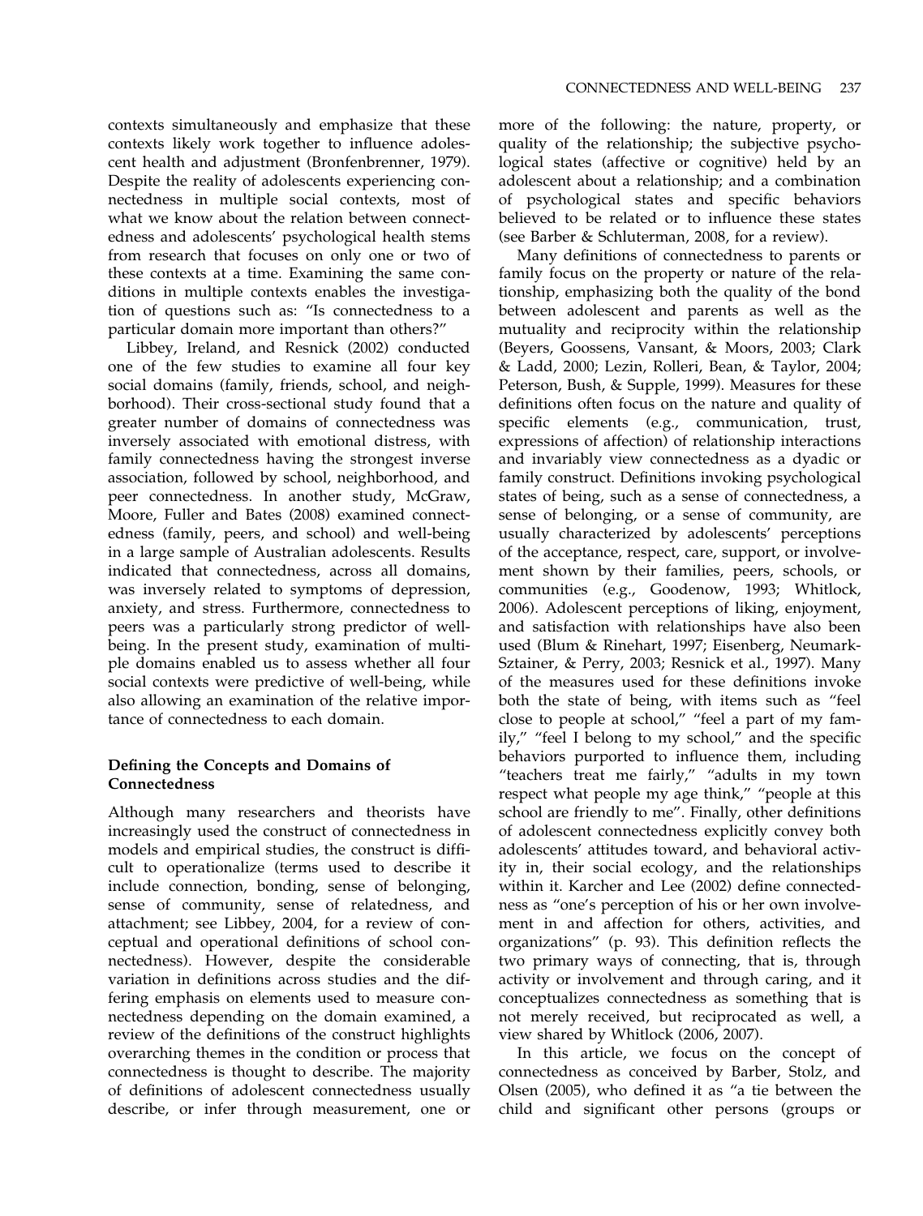contexts simultaneously and emphasize that these contexts likely work together to influence adolescent health and adjustment (Bronfenbrenner, 1979). Despite the reality of adolescents experiencing connectedness in multiple social contexts, most of what we know about the relation between connectedness and adolescents' psychological health stems from research that focuses on only one or two of these contexts at a time. Examining the same conditions in multiple contexts enables the investigation of questions such as: "Is connectedness to a particular domain more important than others?"

Libbey, Ireland, and Resnick (2002) conducted one of the few studies to examine all four key social domains (family, friends, school, and neighborhood). Their cross-sectional study found that a greater number of domains of connectedness was inversely associated with emotional distress, with family connectedness having the strongest inverse association, followed by school, neighborhood, and peer connectedness. In another study, McGraw, Moore, Fuller and Bates (2008) examined connectedness (family, peers, and school) and well-being in a large sample of Australian adolescents. Results indicated that connectedness, across all domains, was inversely related to symptoms of depression, anxiety, and stress. Furthermore, connectedness to peers was a particularly strong predictor of well-being. In the present study, examination of multiple domains enabled us to assess whether all four social contexts were predictive of well-being, while also allowing an examination of the relative importance of connectedness to each domain.

### Defining the Concepts and Domains of Connectedness

Although many researchers and theorists have increasingly used the construct of connectedness in models and empirical studies, the construct is difficult to operationalize (terms used to describe it include connection, bonding, sense of belonging, sense of community, sense of relatedness, and attachment; see Libbey, 2004, for a review of conceptual and operational definitions of school connectedness). However, despite the considerable variation in definitions across studies and the differing emphasis on elements used to measure connectedness depending on the domain examined, a review of the definitions of the construct highlights overarching themes in the condition or process that connectedness is thought to describe. The majority of definitions of adolescent connectedness usually describe, or infer through measurement, one or more of the following: the nature, property, or quality of the relationship; the subjective psychological states (affective or cognitive) held by an adolescent about a relationship; and a combination of psychological states and specific behaviors believed to be related or to influence these states (see Barber & Schluterman, 2008, for a review).

Many definitions of connectedness to parents or family focus on the property or nature of the relationship, emphasizing both the quality of the bond between adolescent and parents as well as the mutuality and reciprocity within the relationship (Beyers, Goossens, Vansant, & Moors, 2003; Clark & Ladd, 2000; Lezin, Rolleri, Bean, & Taylor, 2004; Peterson, Bush, & Supple, 1999). Measures for these definitions often focus on the nature and quality of specific elements (e.g., communication, trust, expressions of affection) of relationship interactions and invariably view connectedness as a dyadic or family construct. Definitions invoking psychological states of being, such as a sense of connectedness, a sense of belonging, or a sense of community, are usually characterized by adolescents' perceptions of the acceptance, respect, care, support, or involvement shown by their families, peers, schools, or communities (e.g., Goodenow, 1993; Whitlock, 2006). Adolescent perceptions of liking, enjoyment, and satisfaction with relationships have also been used (Blum & Rinehart, 1997; Eisenberg, Neumark-Sztainer, & Perry, 2003; Resnick et al., 1997). Many of the measures used for these definitions invoke both the state of being, with items such as "feel close to people at school," "feel a part of my family," "feel I belong to my school," and the specific behaviors purported to influence them, including "teachers treat me fairly," "adults in my town respect what people my age think," "people at this school are friendly to me". Finally, other definitions of adolescent connectedness explicitly convey both adolescents' attitudes toward, and behavioral activity in, their social ecology, and the relationships within it. Karcher and Lee (2002) define connectedness as "one's perception of his or her own involvement in and affection for others, activities, and organizations" (p. 93). This definition reflects the two primary ways of connecting, that is, through activity or involvement and through caring, and it conceptualizes connectedness as something that is not merely received, but reciprocated as well, a view shared by Whitlock (2006, 2007).

In this article, we focus on the concept of connectedness as conceived by Barber, Stolz, and Olsen (2005), who defined it as "a tie between the child and significant other persons (groups or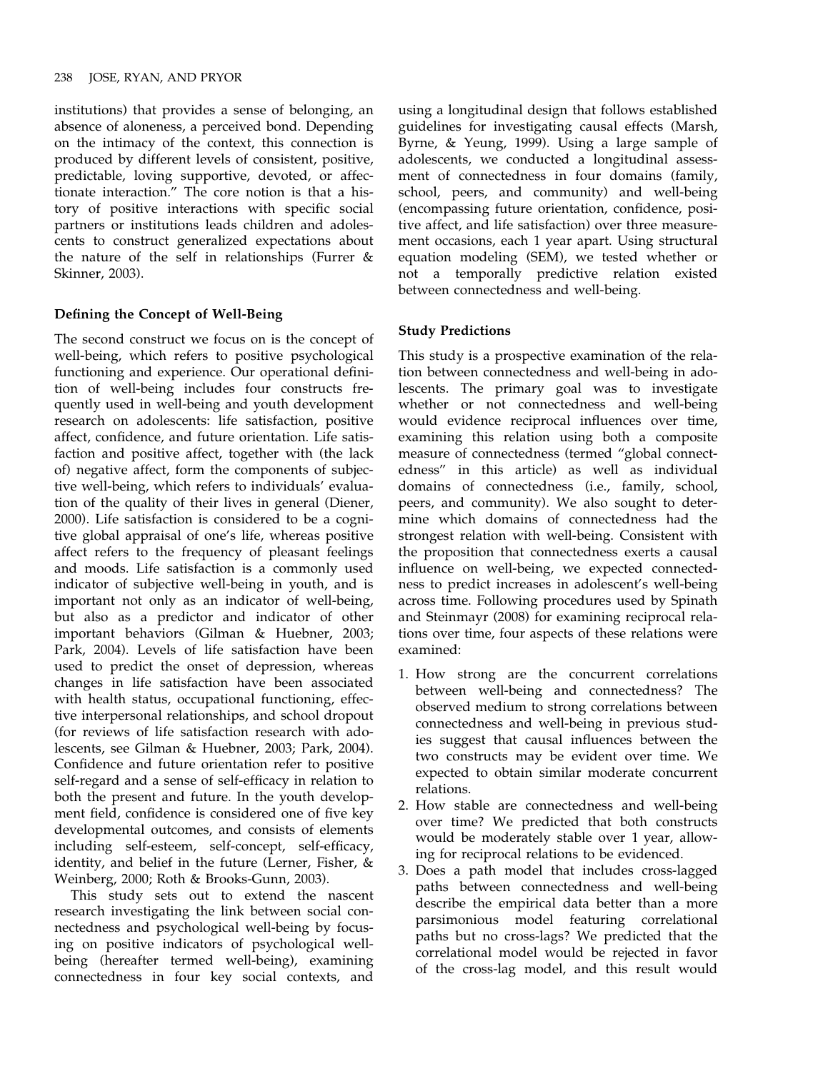institutions) that provides a sense of belonging, an absence of aloneness, a perceived bond. Depending on the intimacy of the context, this connection is produced by different levels of consistent, positive, predictable, loving supportive, devoted, or affectionate interaction." The core notion is that a history of positive interactions with specific social partners or institutions leads children and adolescents to construct generalized expectations about the nature of the self in relationships (Furrer & Skinner, 2003).

### Defining the Concept of Well-Being

The second construct we focus on is the concept of well-being, which refers to positive psychological functioning and experience. Our operational definition of well-being includes four constructs frequently used in well-being and youth development research on adolescents: life satisfaction, positive affect, confidence, and future orientation. Life satisfaction and positive affect, together with (the lack of) negative affect, form the components of subjective well-being, which refers to individuals' evaluation of the quality of their lives in general (Diener, 2000). Life satisfaction is considered to be a cognitive global appraisal of one's life, whereas positive affect refers to the frequency of pleasant feelings and moods. Life satisfaction is a commonly used indicator of subjective well-being in youth, and is important not only as an indicator of well-being, but also as a predictor and indicator of other important behaviors (Gilman & Huebner, 2003; Park, 2004). Levels of life satisfaction have been used to predict the onset of depression, whereas changes in life satisfaction have been associated with health status, occupational functioning, effective interpersonal relationships, and school dropout (for reviews of life satisfaction research with adolescents, see Gilman & Huebner, 2003; Park, 2004). Confidence and future orientation refer to positive self-regard and a sense of self-efficacy in relation to both the present and future. In the youth development field, confidence is considered one of five key developmental outcomes, and consists of elements including self-esteem, self-concept, self-efficacy, identity, and belief in the future (Lerner, Fisher, & Weinberg, 2000; Roth & Brooks-Gunn, 2003).

This study sets out to extend the nascent research investigating the link between social connectedness and psychological well-being by focusing on positive indicators of psychological well-being (hereafter termed well-being), examining connectedness in four key social contexts, and using a longitudinal design that follows established guidelines for investigating causal effects (Marsh, Byrne, & Yeung, 1999). Using a large sample of adolescents, we conducted a longitudinal assessment of connectedness in four domains (family, school, peers, and community) and well-being (encompassing future orientation, confidence, positive affect, and life satisfaction) over three measurement occasions, each 1 year apart. Using structural equation modeling (SEM), we tested whether or not a temporally predictive relation existed between connectedness and well-being.

### Study Predictions

This study is a prospective examination of the relation between connectedness and well-being in adolescents. The primary goal was to investigate whether or not connectedness and well-being would evidence reciprocal influences over time, examining this relation using both a composite measure of connectedness (termed "global connectedness" in this article) as well as individual domains of connectedness (i.e., family, school, peers, and community). We also sought to determine which domains of connectedness had the strongest relation with well-being. Consistent with the proposition that connectedness exerts a causal influence on well-being, we expected connectedness to predict increases in adolescent's well-being across time. Following procedures used by Spinath and Steinmayr (2008) for examining reciprocal relations over time, four aspects of these relations were examined:

1. How strong are the concurrent correlations between well-being and connectedness? The observed medium to strong correlations between connectedness and well-being in previous studies suggest that causal influences between the two constructs may be evident over time. We expected to obtain similar moderate concurrent relations.
2. How stable are connectedness and well-being over time? We predicted that both constructs would be moderately stable over 1 year, allowing for reciprocal relations to be evidenced.
3. Does a path model that includes cross-lagged paths between connectedness and well-being describe the empirical data better than a more parsimonious model featuring correlational paths but no cross-lags? We predicted that the correlational model would be rejected in favor of the cross-lag model, and this result would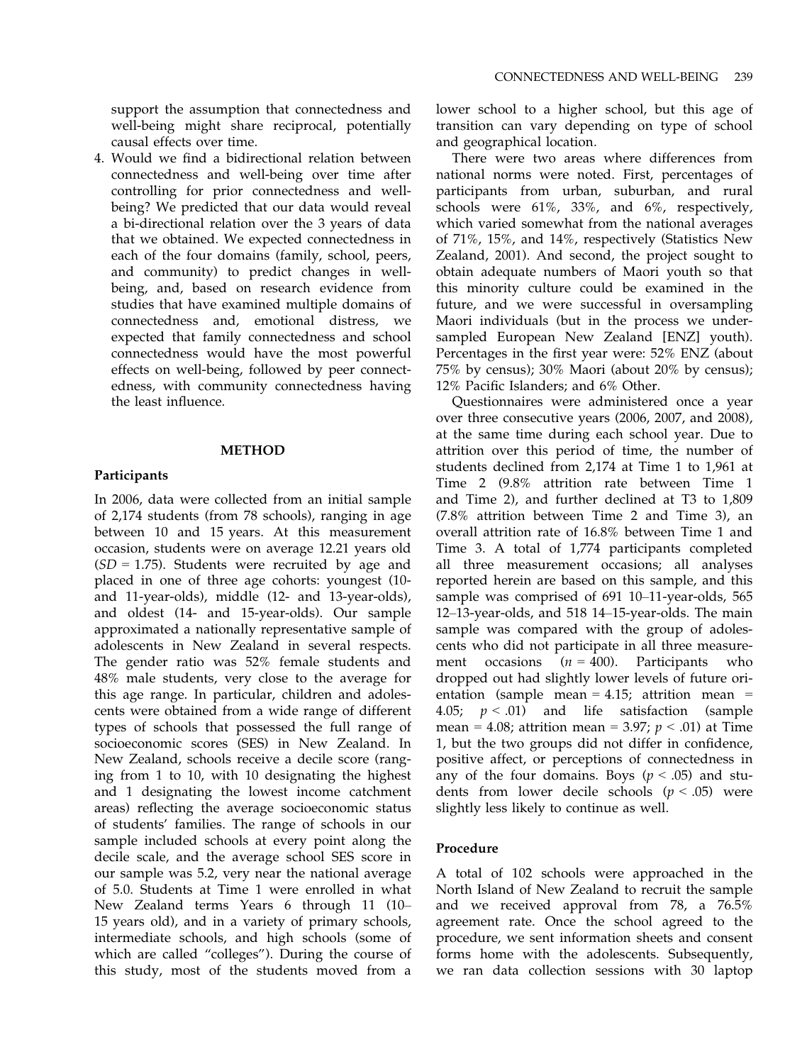support the assumption that connectedness and well-being might share reciprocal, potentially causal effects over time.

4. Would we find a bidirectional relation between connectedness and well-being over time after controlling for prior connectedness and well-being? We predicted that our data would reveal a bi-directional relation over the 3 years of data that we obtained. We expected connectedness in each of the four domains (family, school, peers, and community) to predict changes in well-being, and, based on research evidence from studies that have examined multiple domains of connectedness and, emotional distress, we expected that family connectedness and school connectedness would have the most powerful effects on well-being, followed by peer connectedness, with community connectedness having the least influence.

## METHOD

### Participants

In 2006, data were collected from an initial sample of 2,174 students (from 78 schools), ranging in age between 10 and 15 years. At this measurement occasion, students were on average 12.21 years old ($SD = 1.75$). Students were recruited by age and placed in one of three age cohorts: youngest (10- and 11-year-olds), middle (12- and 13-year-olds), and oldest (14- and 15-year-olds). Our sample approximated a nationally representative sample of adolescents in New Zealand in several respects. The gender ratio was 52% female students and 48% male students, very close to the average for this age range. In particular, children and adolescents were obtained from a wide range of different types of schools that possessed the full range of socioeconomic scores (SES) in New Zealand. In New Zealand, schools receive a decile score (ranging from 1 to 10, with 10 designating the highest and 1 designating the lowest income catchment areas) reflecting the average socioeconomic status of students' families. The range of schools in our sample included schools at every point along the decile scale, and the average school SES score in our sample was 5.2, very near the national average of 5.0. Students at Time 1 were enrolled in what New Zealand terms Years 6 through 11 (10–15 years old), and in a variety of primary schools, intermediate schools, and high schools (some of which are called "colleges"). During the course of this study, most of the students moved from a lower school to a higher school, but this age of transition can vary depending on type of school and geographical location.

There were two areas where differences from national norms were noted. First, percentages of participants from urban, suburban, and rural schools were 61%, 33%, and 6%, respectively, which varied somewhat from the national averages of 71%, 15%, and 14%, respectively (Statistics New Zealand, 2001). And second, the project sought to obtain adequate numbers of Maori youth so that this minority culture could be examined in the future, and we were successful in oversampling Maori individuals (but in the process we undersampled European New Zealand [ENZ] youth). Percentages in the first year were: 52% ENZ (about 75% by census); 30% Maori (about 20% by census); 12% Pacific Islanders; and 6% Other.

Questionnaires were administered once a year over three consecutive years (2006, 2007, and 2008), at the same time during each school year. Due to attrition over this period of time, the number of students declined from 2,174 at Time 1 to 1,961 at Time 2 (9.8% attrition rate between Time 1 and Time 2), and further declined at T3 to 1,809 (7.8% attrition between Time 2 and Time 3), an overall attrition rate of 16.8% between Time 1 and Time 3. A total of 1,774 participants completed all three measurement occasions; all analyses reported herein are based on this sample, and this sample was comprised of 691 10–11-year-olds, 565 12–13-year-olds, and 518 14–15-year-olds. The main sample was compared with the group of adolescents who did not participate in all three measurement occasions ($n = 400$). Participants who dropped out had slightly lower levels of future orientation (sample mean = 4.15; attrition mean = 4.05; $p < .01$) and life satisfaction (sample mean = 4.08; attrition mean = 3.97; $p < .01$) at Time 1, but the two groups did not differ in confidence, positive affect, or perceptions of connectedness in any of the four domains. Boys ($p < .05$) and students from lower decile schools ($p < .05$) were slightly less likely to continue as well.

### Procedure

A total of 102 schools were approached in the North Island of New Zealand to recruit the sample and we received approval from 78, a 76.5% agreement rate. Once the school agreed to the procedure, we sent information sheets and consent forms home with the adolescents. Subsequently, we ran data collection sessions with 30 laptop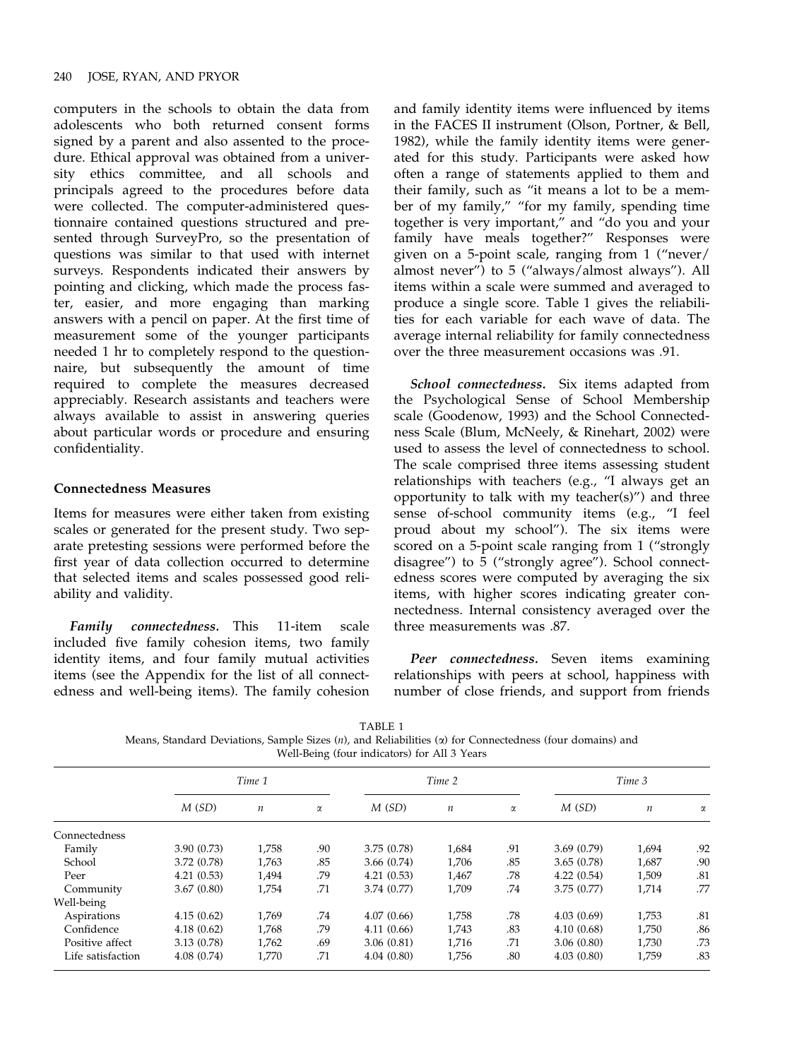computers in the schools to obtain the data from adolescents who both returned consent forms signed by a parent and also assented to the procedure. Ethical approval was obtained from a university ethics committee, and all schools and principals agreed to the procedures before data were collected. The computer-administered questionnaire contained questions structured and presented through SurveyPro, so the presentation of questions was similar to that used with internet surveys. Respondents indicated their answers by pointing and clicking, which made the process faster, easier, and more engaging than marking answers with a pencil on paper. At the first time of measurement some of the younger participants needed 1 hr to completely respond to the questionnaire, but subsequently the amount of time required to complete the measures decreased appreciably. Research assistants and teachers were always available to assist in answering queries about particular words or procedure and ensuring confidentiality.

### Connectedness Measures

Items for measures were either taken from existing scales or generated for the present study. Two separate pretesting sessions were performed before the first year of data collection occurred to determine that selected items and scales possessed good reliability and validity.

***Family connectedness.*** This 11-item scale included five family cohesion items, two family identity items, and four family mutual activities items (see the Appendix for the list of all connectedness and well-being items). The family cohesion and family identity items were influenced by items in the FACES II instrument (Olson, Portner, & Bell, 1982), while the family identity items were generated for this study. Participants were asked how often a range of statements applied to them and their family, such as "it means a lot to be a member of my family," "for my family, spending time together is very important," and "do you and your family have meals together?" Responses were given on a 5-point scale, ranging from 1 ("never/almost never") to 5 ("always/almost always"). All items within a scale were summed and averaged to produce a single score. Table 1 gives the reliabilities for each variable for each wave of data. The average internal reliability for family connectedness over the three measurement occasions was .91.

***School connectedness.*** Six items adapted from the Psychological Sense of School Membership scale (Goodenow, 1993) and the School Connectedness Scale (Blum, McNeely, & Rinehart, 2002) were used to assess the level of connectedness to school. The scale comprised three items assessing student relationships with teachers (e.g., "I always get an opportunity to talk with my teacher(s)") and three sense of-school community items (e.g., "I feel proud about my school"). The six items were scored on a 5-point scale ranging from 1 ("strongly disagree") to 5 ("strongly agree"). School connectedness scores were computed by averaging the six items, with higher scores indicating greater connectedness. Internal consistency averaged over the three measurements was .87.

***Peer connectedness.*** Seven items examining relationships with peers at school, happiness with number of close friends, and support from friends

TABLE 1
Means, Standard Deviations, Sample Sizes ($n$), and Reliabilities ($\alpha$) for Connectedness (four domains) and Well-Being (four indicators) for All 3 Years

| | *Time 1* | | | *Time 2* | | | *Time 3* | | |
|---|---|---|---|---|---|---|---|---|---|
| | *M* (*SD*) | *n* | $\alpha$ | *M* (*SD*) | *n* | $\alpha$ | *M* (*SD*) | *n* | $\alpha$ |
| Connectedness | | | | | | | | | |
| Family | 3.90 (0.73) | 1,758 | .90 | 3.75 (0.78) | 1,684 | .91 | 3.69 (0.79) | 1,694 | .92 |
| School | 3.72 (0.78) | 1,763 | .85 | 3.66 (0.74) | 1,706 | .85 | 3.65 (0.78) | 1,687 | .90 |
| Peer | 4.21 (0.53) | 1,494 | .79 | 4.21 (0.53) | 1,467 | .78 | 4.22 (0.54) | 1,509 | .81 |
| Community | 3.67 (0.80) | 1,754 | .71 | 3.74 (0.77) | 1,709 | .74 | 3.75 (0.77) | 1,714 | .77 |
| Well-being | | | | | | | | | |
| Aspirations | 4.15 (0.62) | 1,769 | .74 | 4.07 (0.66) | 1,758 | .78 | 4.03 (0.69) | 1,753 | .81 |
| Confidence | 4.18 (0.62) | 1,768 | .79 | 4.11 (0.66) | 1,743 | .83 | 4.10 (0.68) | 1,750 | .86 |
| Positive affect | 3.13 (0.78) | 1,762 | .69 | 3.06 (0.81) | 1,716 | .71 | 3.06 (0.80) | 1,730 | .73 |
| Life satisfaction | 4.08 (0.74) | 1,770 | .71 | 4.04 (0.80) | 1,756 | .80 | 4.03 (0.80) | 1,759 | .83 |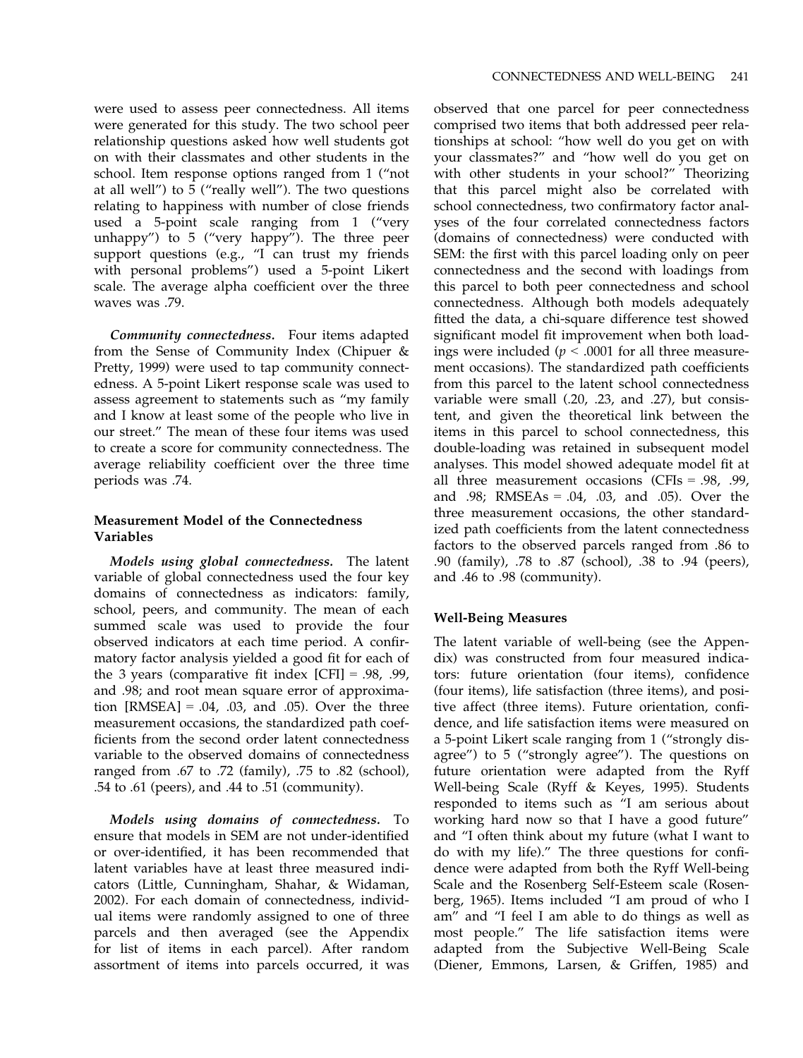were used to assess peer connectedness. All items were generated for this study. The two school peer relationship questions asked how well students got on with their classmates and other students in the school. Item response options ranged from 1 ("not at all well") to 5 ("really well"). The two questions relating to happiness with number of close friends used a 5-point scale ranging from 1 ("very unhappy") to 5 ("very happy"). The three peer support questions (e.g., "I can trust my friends with personal problems") used a 5-point Likert scale. The average alpha coefficient over the three waves was .79.

*Community connectedness.* Four items adapted from the Sense of Community Index (Chipuer & Pretty, 1999) were used to tap community connectedness. A 5-point Likert response scale was used to assess agreement to statements such as "my family and I know at least some of the people who live in our street." The mean of these four items was used to create a score for community connectedness. The average reliability coefficient over the three time periods was .74.

### Measurement Model of the Connectedness Variables

*Models using global connectedness.* The latent variable of global connectedness used the four key domains of connectedness as indicators: family, school, peers, and community. The mean of each summed scale was used to provide the four observed indicators at each time period. A confirmatory factor analysis yielded a good fit for each of the 3 years (comparative fit index [CFI] = .98, .99, and .98; and root mean square error of approximation [RMSEA] = .04, .03, and .05). Over the three measurement occasions, the standardized path coefficients from the second order latent connectedness variable to the observed domains of connectedness ranged from .67 to .72 (family), .75 to .82 (school), .54 to .61 (peers), and .44 to .51 (community).

*Models using domains of connectedness.* To ensure that models in SEM are not under-identified or over-identified, it has been recommended that latent variables have at least three measured indicators (Little, Cunningham, Shahar, & Widaman, 2002). For each domain of connectedness, individual items were randomly assigned to one of three parcels and then averaged (see the Appendix for list of items in each parcel). After random assortment of items into parcels occurred, it was observed that one parcel for peer connectedness comprised two items that both addressed peer relationships at school: "how well do you get on with your classmates?" and "how well do you get on with other students in your school?" Theorizing that this parcel might also be correlated with school connectedness, two confirmatory factor analyses of the four correlated connectedness factors (domains of connectedness) were conducted with SEM: the first with this parcel loading only on peer connectedness and the second with loadings from this parcel to both peer connectedness and school connectedness. Although both models adequately fitted the data, a chi-square difference test showed significant model fit improvement when both loadings were included ($p < .0001$ for all three measurement occasions). The standardized path coefficients from this parcel to the latent school connectedness variable were small (.20, .23, and .27), but consistent, and given the theoretical link between the items in this parcel to school connectedness, this double-loading was retained in subsequent model analyses. This model showed adequate model fit at all three measurement occasions (CFIs = .98, .99, and .98; RMSEAs = .04, .03, and .05). Over the three measurement occasions, the other standardized path coefficients from the latent connectedness factors to the observed parcels ranged from .86 to .90 (family), .78 to .87 (school), .38 to .94 (peers), and .46 to .98 (community).

### Well-Being Measures

The latent variable of well-being (see the Appendix) was constructed from four measured indicators: future orientation (four items), confidence (four items), life satisfaction (three items), and positive affect (three items). Future orientation, confidence, and life satisfaction items were measured on a 5-point Likert scale ranging from 1 ("strongly disagree") to 5 ("strongly agree"). The questions on future orientation were adapted from the Ryff Well-being Scale (Ryff & Keyes, 1995). Students responded to items such as "I am serious about working hard now so that I have a good future" and "I often think about my future (what I want to do with my life)." The three questions for confidence were adapted from both the Ryff Well-being Scale and the Rosenberg Self-Esteem scale (Rosenberg, 1965). Items included "I am proud of who I am" and "I feel I am able to do things as well as most people." The life satisfaction items were adapted from the Subjective Well-Being Scale (Diener, Emmons, Larsen, & Griffen, 1985) and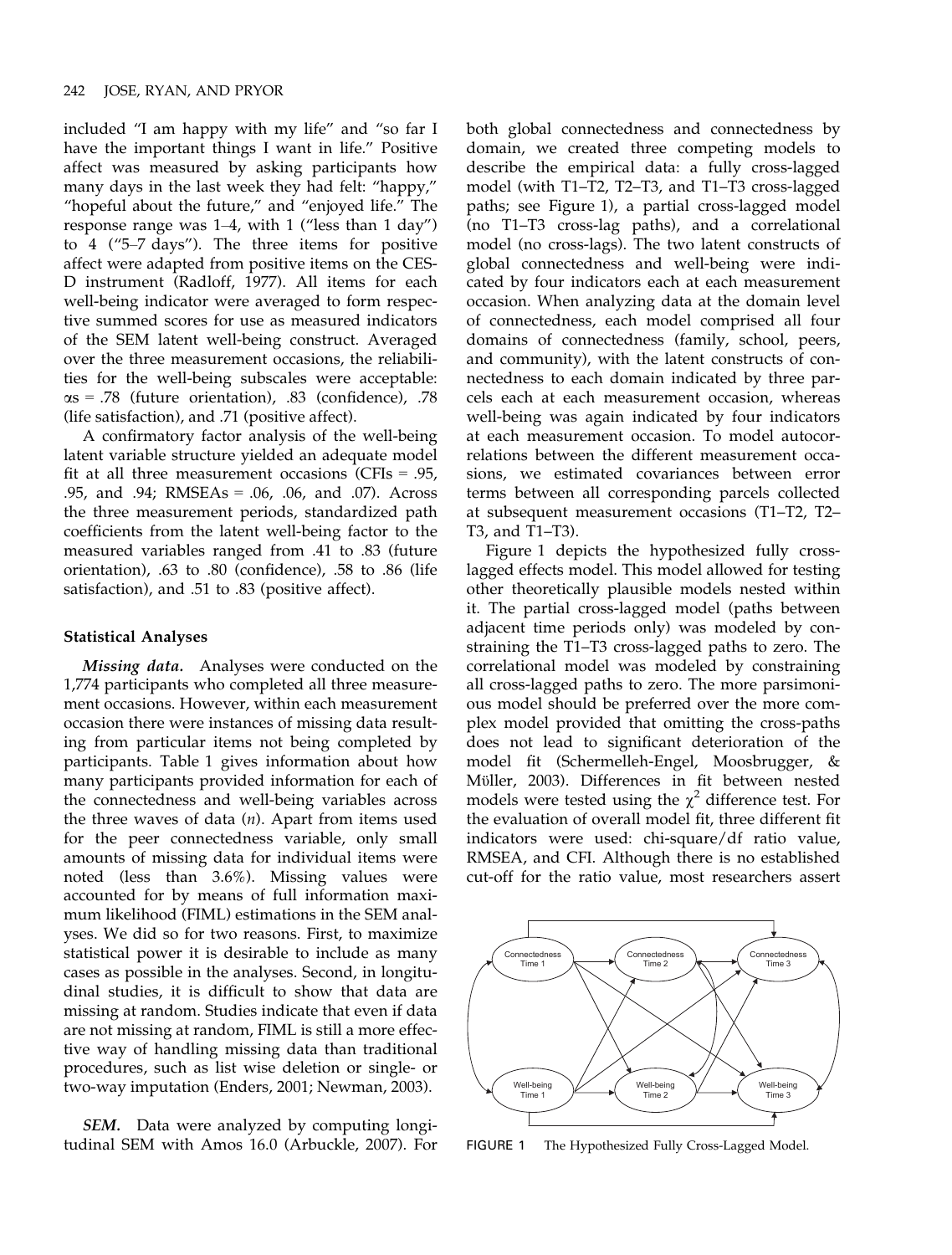included "I am happy with my life" and "so far I have the important things I want in life." Positive affect was measured by asking participants how many days in the last week they had felt: "happy," "hopeful about the future," and "enjoyed life." The response range was 1–4, with 1 ("less than 1 day") to 4 ("5–7 days"). The three items for positive affect were adapted from positive items on the CES-D instrument (Radloff, 1977). All items for each well-being indicator were averaged to form respective summed scores for use as measured indicators of the SEM latent well-being construct. Averaged over the three measurement occasions, the reliabilities for the well-being subscales were acceptable: αs = .78 (future orientation), .83 (confidence), .78 (life satisfaction), and .71 (positive affect).

A confirmatory factor analysis of the well-being latent variable structure yielded an adequate model fit at all three measurement occasions (CFIs = .95, .95, and .94; RMSEAs = .06, .06, and .07). Across the three measurement periods, standardized path coefficients from the latent well-being factor to the measured variables ranged from .41 to .83 (future orientation), .63 to .80 (confidence), .58 to .86 (life satisfaction), and .51 to .83 (positive affect).

### Statistical Analyses

***Missing data.*** Analyses were conducted on the 1,774 participants who completed all three measurement occasions. However, within each measurement occasion there were instances of missing data resulting from particular items not being completed by participants. Table 1 gives information about how many participants provided information for each of the connectedness and well-being variables across the three waves of data (*n*). Apart from items used for the peer connectedness variable, only small amounts of missing data for individual items were noted (less than 3.6%). Missing values were accounted for by means of full information maximum likelihood (FIML) estimations in the SEM analyses. We did so for two reasons. First, to maximize statistical power it is desirable to include as many cases as possible in the analyses. Second, in longitudinal studies, it is difficult to show that data are missing at random. Studies indicate that even if data are not missing at random, FIML is still a more effective way of handling missing data than traditional procedures, such as list wise deletion or single- or two-way imputation (Enders, 2001; Newman, 2003).

***SEM.*** Data were analyzed by computing longitudinal SEM with Amos 16.0 (Arbuckle, 2007). For both global connectedness and connectedness by domain, we created three competing models to describe the empirical data: a fully cross-lagged model (with T1–T2, T2–T3, and T1–T3 cross-lagged paths; see Figure 1), a partial cross-lagged model (no T1–T3 cross-lag paths), and a correlational model (no cross-lags). The two latent constructs of global connectedness and well-being were indicated by four indicators each at each measurement occasion. When analyzing data at the domain level of connectedness, each model comprised all four domains of connectedness (family, school, peers, and community), with the latent constructs of connectedness to each domain indicated by three parcels each at each measurement occasion, whereas well-being was again indicated by four indicators at each measurement occasion. To model autocorrelations between the different measurement occasions, we estimated covariances between error terms between all corresponding parcels collected at subsequent measurement occasions (T1–T2, T2–T3, and T1–T3).

Figure 1 depicts the hypothesized fully cross-lagged effects model. This model allowed for testing other theoretically plausible models nested within it. The partial cross-lagged model (paths between adjacent time periods only) was modeled by constraining the T1–T3 cross-lagged paths to zero. The correlational model was modeled by constraining all cross-lagged paths to zero. The more parsimonious model should be preferred over the more complex model provided that omitting the cross-paths does not lead to significant deterioration of the model fit (Schermelleh-Engel, Moosbrugger, & Müller, 2003). Differences in fit between nested models were tested using the $\chi^2$ difference test. For the evaluation of overall model fit, three different fit indicators were used: chi-square/df ratio value, RMSEA, and CFI. Although there is no established cut-off for the ratio value, most researchers assert

FIGURE 1 The Hypothesized Fully Cross-Lagged Model.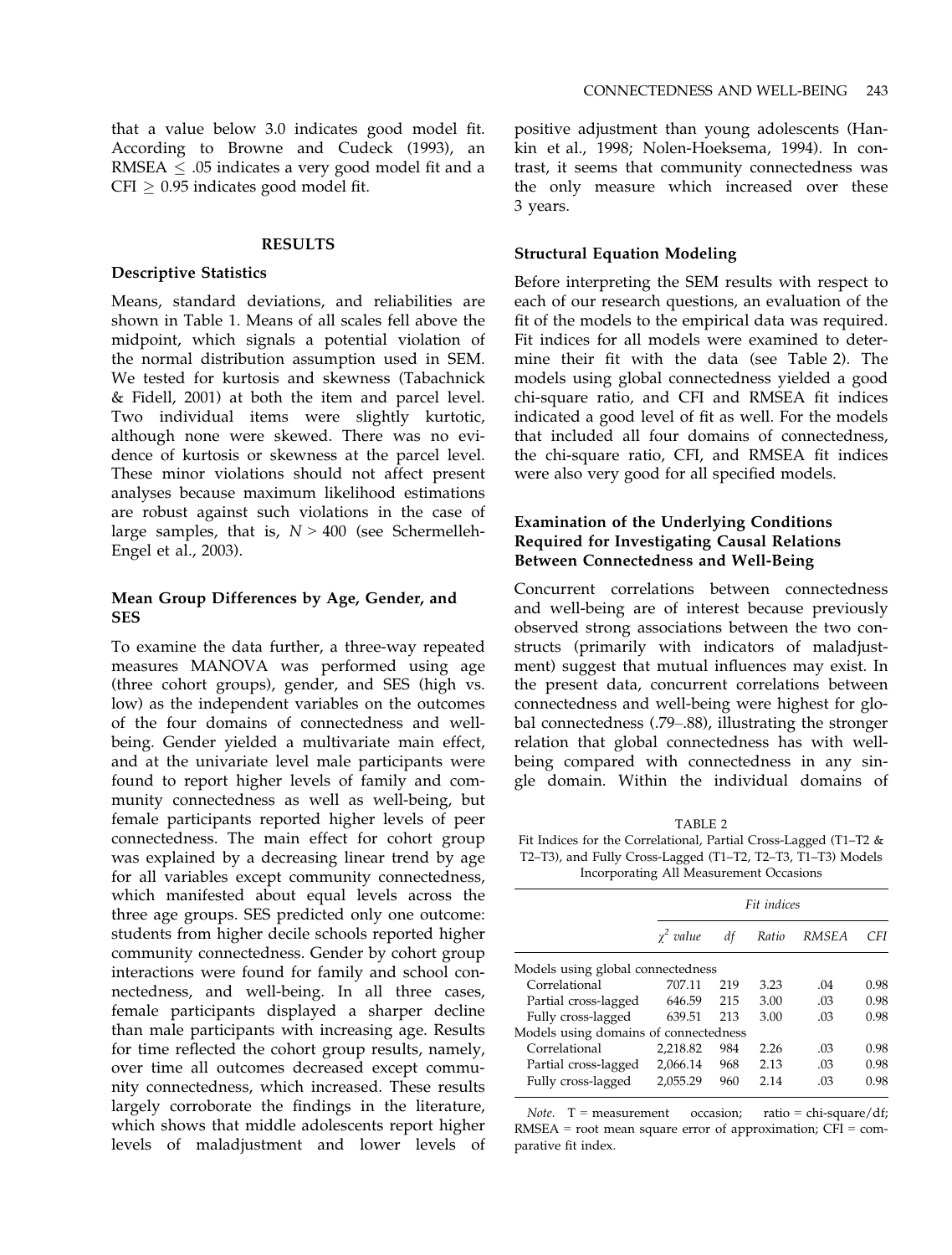that a value below 3.0 indicates good model fit. According to Browne and Cudeck (1993), an RMSEA $\leq$ .05 indicates a very good model fit and a CFI $\geq$ 0.95 indicates good model fit.

## RESULTS

### Descriptive Statistics

Means, standard deviations, and reliabilities are shown in Table 1. Means of all scales fell above the midpoint, which signals a potential violation of the normal distribution assumption used in SEM. We tested for kurtosis and skewness (Tabachnick & Fidell, 2001) at both the item and parcel level. Two individual items were slightly kurtotic, although none were skewed. There was no evidence of kurtosis or skewness at the parcel level. These minor violations should not affect present analyses because maximum likelihood estimations are robust against such violations in the case of large samples, that is, $N > 400$ (see Schermelleh-Engel et al., 2003).

### Mean Group Differences by Age, Gender, and SES

To examine the data further, a three-way repeated measures MANOVA was performed using age (three cohort groups), gender, and SES (high vs. low) as the independent variables on the outcomes of the four domains of connectedness and well-being. Gender yielded a multivariate main effect, and at the univariate level male participants were found to report higher levels of family and community connectedness as well as well-being, but female participants reported higher levels of peer connectedness. The main effect for cohort group was explained by a decreasing linear trend by age for all variables except community connectedness, which manifested about equal levels across the three age groups. SES predicted only one outcome: students from higher decile schools reported higher community connectedness. Gender by cohort group interactions were found for family and school connectedness, and well-being. In all three cases, female participants displayed a sharper decline than male participants with increasing age. Results for time reflected the cohort group results, namely, over time all outcomes decreased except community connectedness, which increased. These results largely corroborate the findings in the literature, which shows that middle adolescents report higher levels of maladjustment and lower levels of positive adjustment than young adolescents (Hankin et al., 1998; Nolen-Hoeksema, 1994). In contrast, it seems that community connectedness was the only measure which increased over these 3 years.

### Structural Equation Modeling

Before interpreting the SEM results with respect to each of our research questions, an evaluation of the fit of the models to the empirical data was required. Fit indices for all models were examined to determine their fit with the data (see Table 2). The models using global connectedness yielded a good chi-square ratio, and CFI and RMSEA fit indices indicated a good level of fit as well. For the models that included all four domains of connectedness, the chi-square ratio, CFI, and RMSEA fit indices were also very good for all specified models.

### Examination of the Underlying Conditions Required for Investigating Causal Relations Between Connectedness and Well-Being

Concurrent correlations between connectedness and well-being are of interest because previously observed strong associations between the two constructs (primarily with indicators of maladjustment) suggest that mutual influences may exist. In the present data, concurrent correlations between connectedness and well-being were highest for global connectedness (.79–.88), illustrating the stronger relation that global connectedness has with well-being compared with connectedness in any single domain. Within the individual domains of

TABLE 2
Fit Indices for the Correlational, Partial Cross-Lagged (T1–T2 & T2–T3), and Fully Cross-Lagged (T1–T2, T2–T3, T1–T3) Models Incorporating All Measurement Occasions

| | Fit indices | | | | |
|---|---|---|---|---|---|
| | $\chi^2$ value | df | Ratio | RMSEA | CFI |
| Models using global connectedness | | | | | |
| Correlational | 707.11 | 219 | 3.23 | .04 | 0.98 |
| Partial cross-lagged | 646.59 | 215 | 3.00 | .03 | 0.98 |
| Fully cross-lagged | 639.51 | 213 | 3.00 | .03 | 0.98 |
| Models using domains of connectedness | | | | | |
| Correlational | 2,218.82 | 984 | 2.26 | .03 | 0.98 |
| Partial cross-lagged | 2,066.14 | 968 | 2.13 | .03 | 0.98 |
| Fully cross-lagged | 2,055.29 | 960 | 2.14 | .03 | 0.98 |

*Note.* T = measurement occasion; ratio = chi-square/df; RMSEA = root mean square error of approximation; CFI = comparative fit index.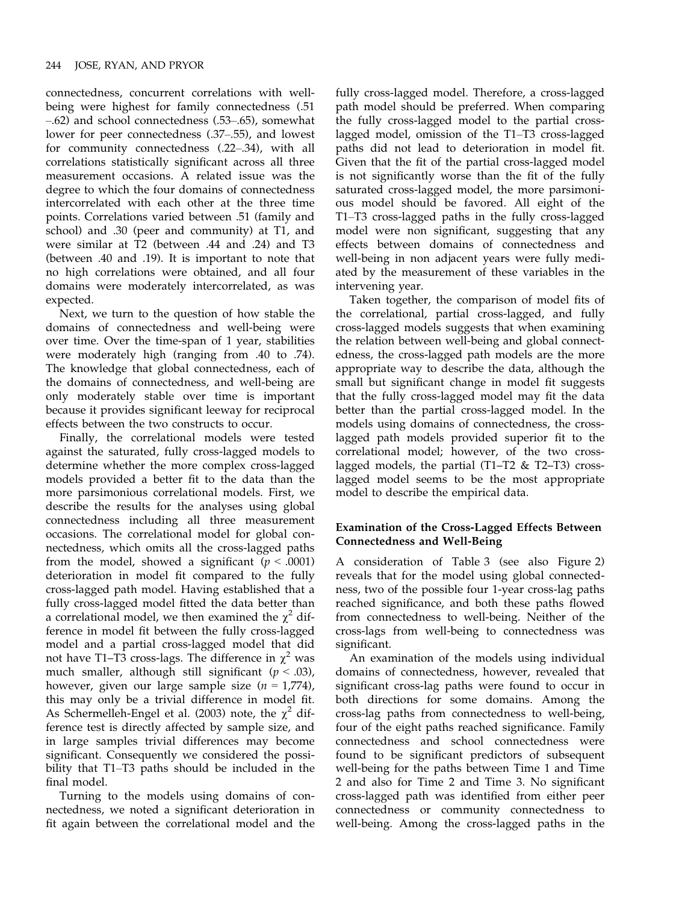connectedness, concurrent correlations with well-being were highest for family connectedness (.51 –.62) and school connectedness (.53–.65), somewhat lower for peer connectedness (.37–.55), and lowest for community connectedness (.22–.34), with all correlations statistically significant across all three measurement occasions. A related issue was the degree to which the four domains of connectedness intercorrelated with each other at the three time points. Correlations varied between .51 (family and school) and .30 (peer and community) at T1, and were similar at T2 (between .44 and .24) and T3 (between .40 and .19). It is important to note that no high correlations were obtained, and all four domains were moderately intercorrelated, as was expected.

Next, we turn to the question of how stable the domains of connectedness and well-being were over time. Over the time-span of 1 year, stabilities were moderately high (ranging from .40 to .74). The knowledge that global connectedness, each of the domains of connectedness, and well-being are only moderately stable over time is important because it provides significant leeway for reciprocal effects between the two constructs to occur.

Finally, the correlational models were tested against the saturated, fully cross-lagged models to determine whether the more complex cross-lagged models provided a better fit to the data than the more parsimonious correlational models. First, we describe the results for the analyses using global connectedness including all three measurement occasions. The correlational model for global connectedness, which omits all the cross-lagged paths from the model, showed a significant ($p < .0001$) deterioration in model fit compared to the fully cross-lagged path model. Having established that a fully cross-lagged model fitted the data better than a correlational model, we then examined the $\chi^2$ difference in model fit between the fully cross-lagged model and a partial cross-lagged model that did not have T1–T3 cross-lags. The difference in $\chi^2$ was much smaller, although still significant ($p < .03$), however, given our large sample size ($n = 1{,}774$), this may only be a trivial difference in model fit. As Schermelleh-Engel et al. (2003) note, the $\chi^2$ difference test is directly affected by sample size, and in large samples trivial differences may become significant. Consequently we considered the possibility that T1–T3 paths should be included in the final model.

Turning to the models using domains of connectedness, we noted a significant deterioration in fit again between the correlational model and the fully cross-lagged model. Therefore, a cross-lagged path model should be preferred. When comparing the fully cross-lagged model to the partial cross-lagged model, omission of the T1–T3 cross-lagged paths did not lead to deterioration in model fit. Given that the fit of the partial cross-lagged model is not significantly worse than the fit of the fully saturated cross-lagged model, the more parsimonious model should be favored. All eight of the T1–T3 cross-lagged paths in the fully cross-lagged model were non significant, suggesting that any effects between domains of connectedness and well-being in non adjacent years were fully mediated by the measurement of these variables in the intervening year.

Taken together, the comparison of model fits of the correlational, partial cross-lagged, and fully cross-lagged models suggests that when examining the relation between well-being and global connectedness, the cross-lagged path models are the more appropriate way to describe the data, although the small but significant change in model fit suggests that the fully cross-lagged model may fit the data better than the partial cross-lagged model. In the models using domains of connectedness, the cross-lagged path models provided superior fit to the correlational model; however, of the two cross-lagged models, the partial (T1–T2 & T2–T3) cross-lagged model seems to be the most appropriate model to describe the empirical data.

### Examination of the Cross-Lagged Effects Between Connectedness and Well-Being

A consideration of Table 3 (see also Figure 2) reveals that for the model using global connectedness, two of the possible four 1-year cross-lag paths reached significance, and both these paths flowed from connectedness to well-being. Neither of the cross-lags from well-being to connectedness was significant.

An examination of the models using individual domains of connectedness, however, revealed that significant cross-lag paths were found to occur in both directions for some domains. Among the cross-lag paths from connectedness to well-being, four of the eight paths reached significance. Family connectedness and school connectedness were found to be significant predictors of subsequent well-being for the paths between Time 1 and Time 2 and also for Time 2 and Time 3. No significant cross-lagged path was identified from either peer connectedness or community connectedness to well-being. Among the cross-lagged paths in the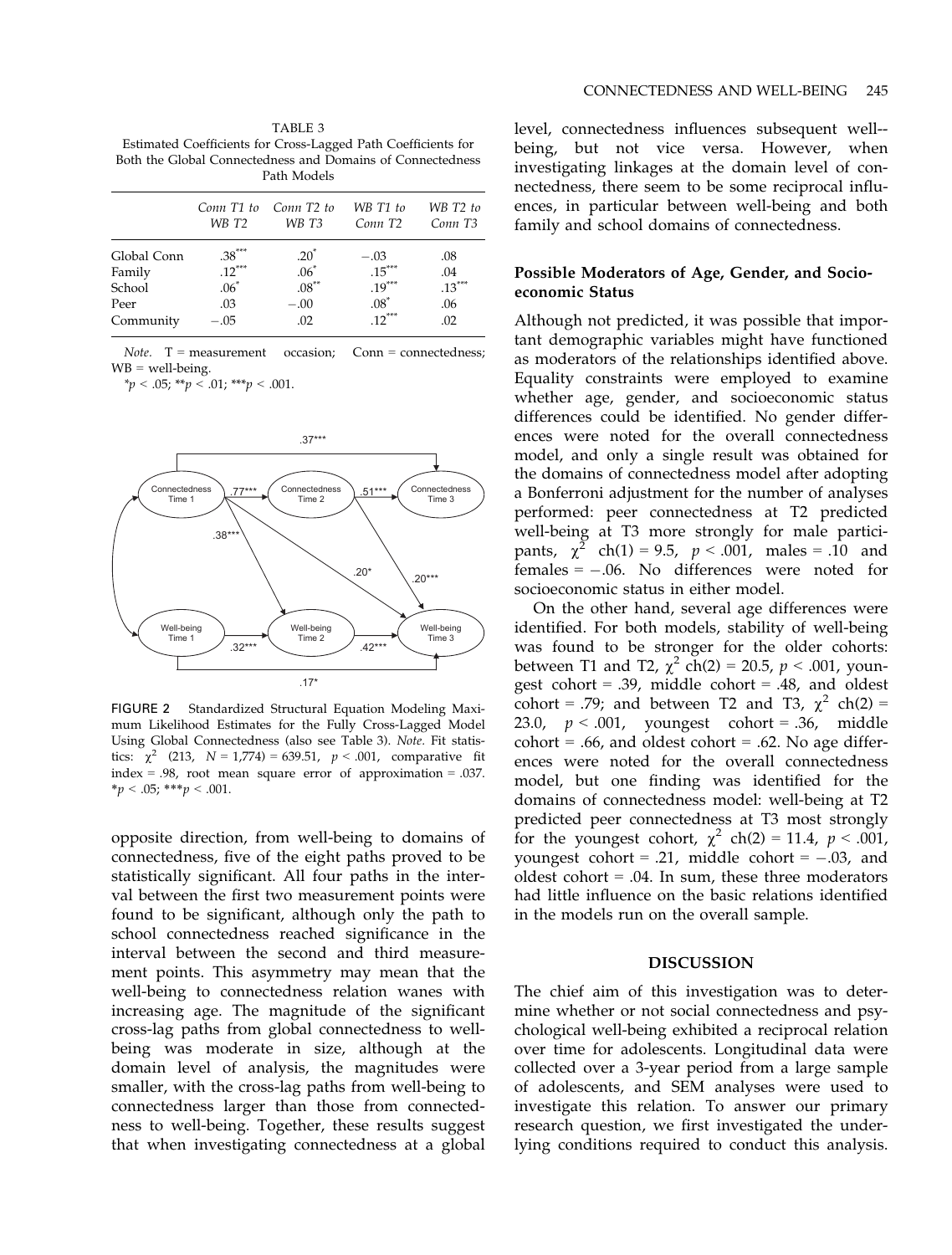TABLE 3
Estimated Coefficients for Cross-Lagged Path Coefficients for Both the Global Connectedness and Domains of Connectedness Path Models

| | *Conn T1 to WB T2* | *Conn T2 to WB T3* | *WB T1 to Conn T2* | *WB T2 to Conn T3* |
|---|---|---|---|---|
| Global Conn | .38*** | .20* | −.03 | .08 |
| Family | .12*** | .06* | .15*** | .04 |
| School | .06* | .08** | .19*** | .13*** |
| Peer | .03 | −.00 | .08* | .06 |
| Community | −.05 | .02 | .12*** | .02 |

*Note.* T = measurement occasion; Conn = connectedness; WB = well-being.
*$p < .05$; **$p < .01$; ***$p < .001$.

FIGURE 2 Standardized Structural Equation Modeling Maximum Likelihood Estimates for the Fully Cross-Lagged Model Using Global Connectedness (also see Table 3). *Note.* Fit statistics: $\chi^2$ (213, $N$ = 1,774) = 639.51, $p < .001$, comparative fit index = .98, root mean square error of approximation = .037. *$p < .05$; ***$p < .001$.

opposite direction, from well-being to domains of connectedness, five of the eight paths proved to be statistically significant. All four paths in the interval between the first two measurement points were found to be significant, although only the path to school connectedness reached significance in the interval between the second and third measurement points. This asymmetry may mean that the well-being to connectedness relation wanes with increasing age. The magnitude of the significant cross-lag paths from global connectedness to well-being was moderate in size, although at the domain level of analysis, the magnitudes were smaller, with the cross-lag paths from well-being to connectedness larger than those from connectedness to well-being. Together, these results suggest that when investigating connectedness at a global level, connectedness influences subsequent well-being, but not vice versa. However, when investigating linkages at the domain level of connectedness, there seem to be some reciprocal influences, in particular between well-being and both family and school domains of connectedness.

### Possible Moderators of Age, Gender, and Socioeconomic Status

Although not predicted, it was possible that important demographic variables might have functioned as moderators of the relationships identified above. Equality constraints were employed to examine whether age, gender, and socioeconomic status differences could be identified. No gender differences were noted for the overall connectedness model, and only a single result was obtained for the domains of connectedness model after adopting a Bonferroni adjustment for the number of analyses performed: peer connectedness at T2 predicted well-being at T3 more strongly for male participants, $\chi^2$ ch(1) = 9.5, $p < .001$, males = .10 and females = −.06. No differences were noted for socioeconomic status in either model.

On the other hand, several age differences were identified. For both models, stability of well-being was found to be stronger for the older cohorts: between T1 and T2, $\chi^2$ ch(2) = 20.5, $p < .001$, youngest cohort = .39, middle cohort = .48, and oldest cohort = .79; and between T2 and T3, $\chi^2$ ch(2) = 23.0, $p < .001$, youngest cohort = .36, middle cohort = .66, and oldest cohort = .62. No age differences were noted for the overall connectedness model, but one finding was identified for the domains of connectedness model: well-being at T2 predicted peer connectedness at T3 most strongly for the youngest cohort, $\chi^2$ ch(2) = 11.4, $p < .001$, youngest cohort = .21, middle cohort = −.03, and oldest cohort = .04. In sum, these three moderators had little influence on the basic relations identified in the models run on the overall sample.

## DISCUSSION

The chief aim of this investigation was to determine whether or not social connectedness and psychological well-being exhibited a reciprocal relation over time for adolescents. Longitudinal data were collected over a 3-year period from a large sample of adolescents, and SEM analyses were used to investigate this relation. To answer our primary research question, we first investigated the underlying conditions required to conduct this analysis.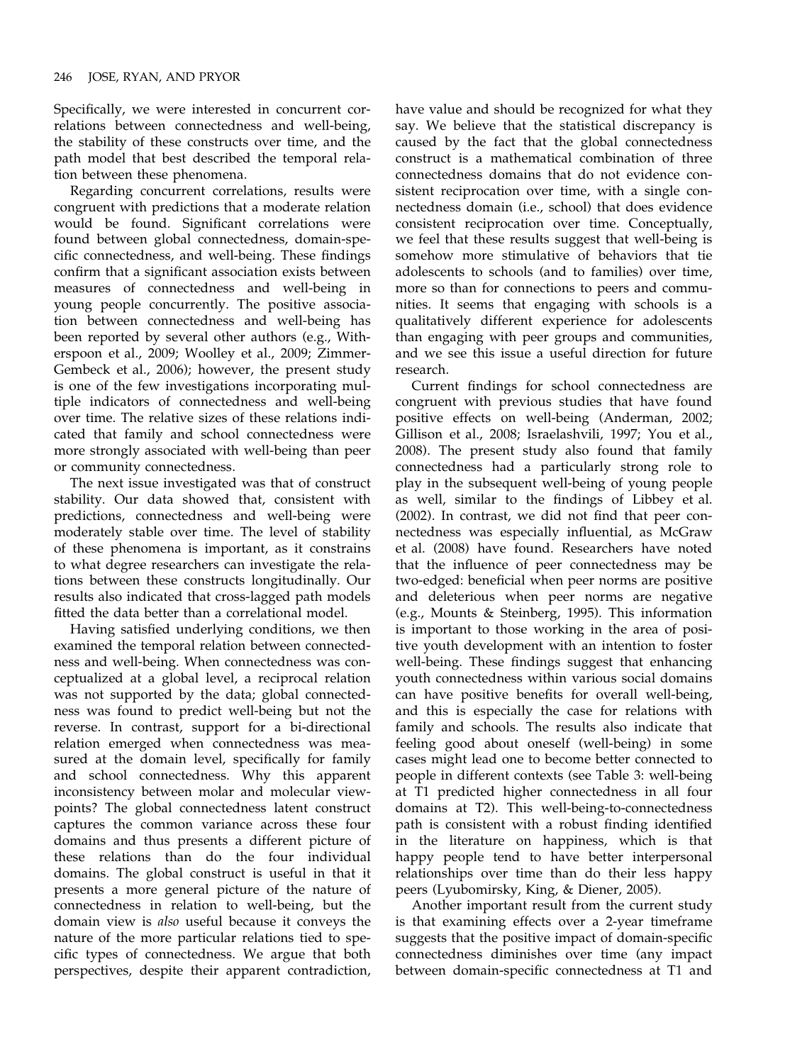Specifically, we were interested in concurrent correlations between connectedness and well-being, the stability of these constructs over time, and the path model that best described the temporal relation between these phenomena.

Regarding concurrent correlations, results were congruent with predictions that a moderate relation would be found. Significant correlations were found between global connectedness, domain-specific connectedness, and well-being. These findings confirm that a significant association exists between measures of connectedness and well-being in young people concurrently. The positive association between connectedness and well-being has been reported by several other authors (e.g., Witherspoon et al., 2009; Woolley et al., 2009; Zimmer-Gembeck et al., 2006); however, the present study is one of the few investigations incorporating multiple indicators of connectedness and well-being over time. The relative sizes of these relations indicated that family and school connectedness were more strongly associated with well-being than peer or community connectedness.

The next issue investigated was that of construct stability. Our data showed that, consistent with predictions, connectedness and well-being were moderately stable over time. The level of stability of these phenomena is important, as it constrains to what degree researchers can investigate the relations between these constructs longitudinally. Our results also indicated that cross-lagged path models fitted the data better than a correlational model.

Having satisfied underlying conditions, we then examined the temporal relation between connectedness and well-being. When connectedness was conceptualized at a global level, a reciprocal relation was not supported by the data; global connectedness was found to predict well-being but not the reverse. In contrast, support for a bi-directional relation emerged when connectedness was measured at the domain level, specifically for family and school connectedness. Why this apparent inconsistency between molar and molecular viewpoints? The global connectedness latent construct captures the common variance across these four domains and thus presents a different picture of these relations than do the four individual domains. The global construct is useful in that it presents a more general picture of the nature of connectedness in relation to well-being, but the domain view is *also* useful because it conveys the nature of the more particular relations tied to specific types of connectedness. We argue that both perspectives, despite their apparent contradiction, have value and should be recognized for what they say. We believe that the statistical discrepancy is caused by the fact that the global connectedness construct is a mathematical combination of three connectedness domains that do not evidence consistent reciprocation over time, with a single connectedness domain (i.e., school) that does evidence consistent reciprocation over time. Conceptually, we feel that these results suggest that well-being is somehow more stimulative of behaviors that tie adolescents to schools (and to families) over time, more so than for connections to peers and communities. It seems that engaging with schools is a qualitatively different experience for adolescents than engaging with peer groups and communities, and we see this issue a useful direction for future research.

Current findings for school connectedness are congruent with previous studies that have found positive effects on well-being (Anderman, 2002; Gillison et al., 2008; Israelashvili, 1997; You et al., 2008). The present study also found that family connectedness had a particularly strong role to play in the subsequent well-being of young people as well, similar to the findings of Libbey et al. (2002). In contrast, we did not find that peer connectedness was especially influential, as McGraw et al. (2008) have found. Researchers have noted that the influence of peer connectedness may be two-edged: beneficial when peer norms are positive and deleterious when peer norms are negative (e.g., Mounts & Steinberg, 1995). This information is important to those working in the area of positive youth development with an intention to foster well-being. These findings suggest that enhancing youth connectedness within various social domains can have positive benefits for overall well-being, and this is especially the case for relations with family and schools. The results also indicate that feeling good about oneself (well-being) in some cases might lead one to become better connected to people in different contexts (see Table 3: well-being at T1 predicted higher connectedness in all four domains at T2). This well-being-to-connectedness path is consistent with a robust finding identified in the literature on happiness, which is that happy people tend to have better interpersonal relationships over time than do their less happy peers (Lyubomirsky, King, & Diener, 2005).

Another important result from the current study is that examining effects over a 2-year timeframe suggests that the positive impact of domain-specific connectedness diminishes over time (any impact between domain-specific connectedness at T1 and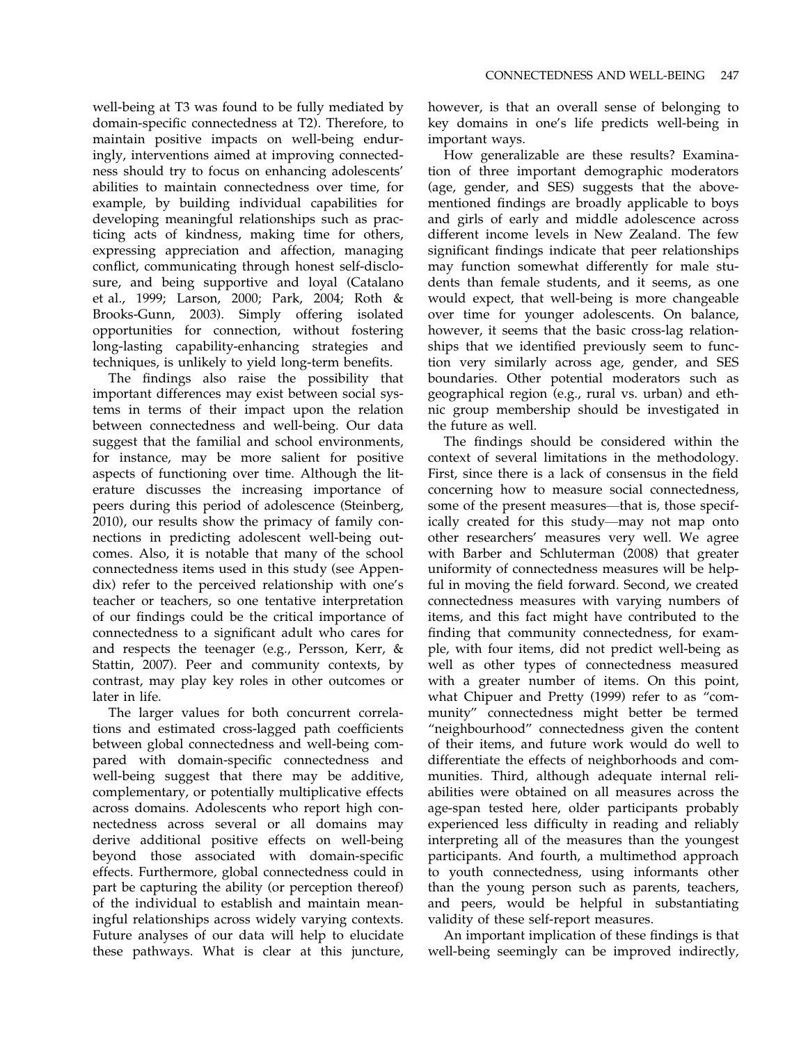well-being at T3 was found to be fully mediated by domain-specific connectedness at T2). Therefore, to maintain positive impacts on well-being enduringly, interventions aimed at improving connectedness should try to focus on enhancing adolescents' abilities to maintain connectedness over time, for example, by building individual capabilities for developing meaningful relationships such as practicing acts of kindness, making time for others, expressing appreciation and affection, managing conflict, communicating through honest self-disclosure, and being supportive and loyal (Catalano et al., 1999; Larson, 2000; Park, 2004; Roth & Brooks-Gunn, 2003). Simply offering isolated opportunities for connection, without fostering long-lasting capability-enhancing strategies and techniques, is unlikely to yield long-term benefits.

The findings also raise the possibility that important differences may exist between social systems in terms of their impact upon the relation between connectedness and well-being. Our data suggest that the familial and school environments, for instance, may be more salient for positive aspects of functioning over time. Although the literature discusses the increasing importance of peers during this period of adolescence (Steinberg, 2010), our results show the primacy of family connections in predicting adolescent well-being outcomes. Also, it is notable that many of the school connectedness items used in this study (see Appendix) refer to the perceived relationship with one's teacher or teachers, so one tentative interpretation of our findings could be the critical importance of connectedness to a significant adult who cares for and respects the teenager (e.g., Persson, Kerr, & Stattin, 2007). Peer and community contexts, by contrast, may play key roles in other outcomes or later in life.

The larger values for both concurrent correlations and estimated cross-lagged path coefficients between global connectedness and well-being compared with domain-specific connectedness and well-being suggest that there may be additive, complementary, or potentially multiplicative effects across domains. Adolescents who report high connectedness across several or all domains may derive additional positive effects on well-being beyond those associated with domain-specific effects. Furthermore, global connectedness could in part be capturing the ability (or perception thereof) of the individual to establish and maintain meaningful relationships across widely varying contexts. Future analyses of our data will help to elucidate these pathways. What is clear at this juncture, however, is that an overall sense of belonging to key domains in one's life predicts well-being in important ways.

How generalizable are these results? Examination of three important demographic moderators (age, gender, and SES) suggests that the above-mentioned findings are broadly applicable to boys and girls of early and middle adolescence across different income levels in New Zealand. The few significant findings indicate that peer relationships may function somewhat differently for male students than female students, and it seems, as one would expect, that well-being is more changeable over time for younger adolescents. On balance, however, it seems that the basic cross-lag relationships that we identified previously seem to function very similarly across age, gender, and SES boundaries. Other potential moderators such as geographical region (e.g., rural vs. urban) and ethnic group membership should be investigated in the future as well.

The findings should be considered within the context of several limitations in the methodology. First, since there is a lack of consensus in the field concerning how to measure social connectedness, some of the present measures—that is, those specifically created for this study—may not map onto other researchers' measures very well. We agree with Barber and Schluterman (2008) that greater uniformity of connectedness measures will be helpful in moving the field forward. Second, we created connectedness measures with varying numbers of items, and this fact might have contributed to the finding that community connectedness, for example, with four items, did not predict well-being as well as other types of connectedness measured with a greater number of items. On this point, what Chipuer and Pretty (1999) refer to as "community" connectedness might better be termed "neighbourhood" connectedness given the content of their items, and future work would do well to differentiate the effects of neighborhoods and communities. Third, although adequate internal reliabilities were obtained on all measures across the age-span tested here, older participants probably experienced less difficulty in reading and reliably interpreting all of the measures than the youngest participants. And fourth, a multimethod approach to youth connectedness, using informants other than the young person such as parents, teachers, and peers, would be helpful in substantiating validity of these self-report measures.

An important implication of these findings is that well-being seemingly can be improved indirectly,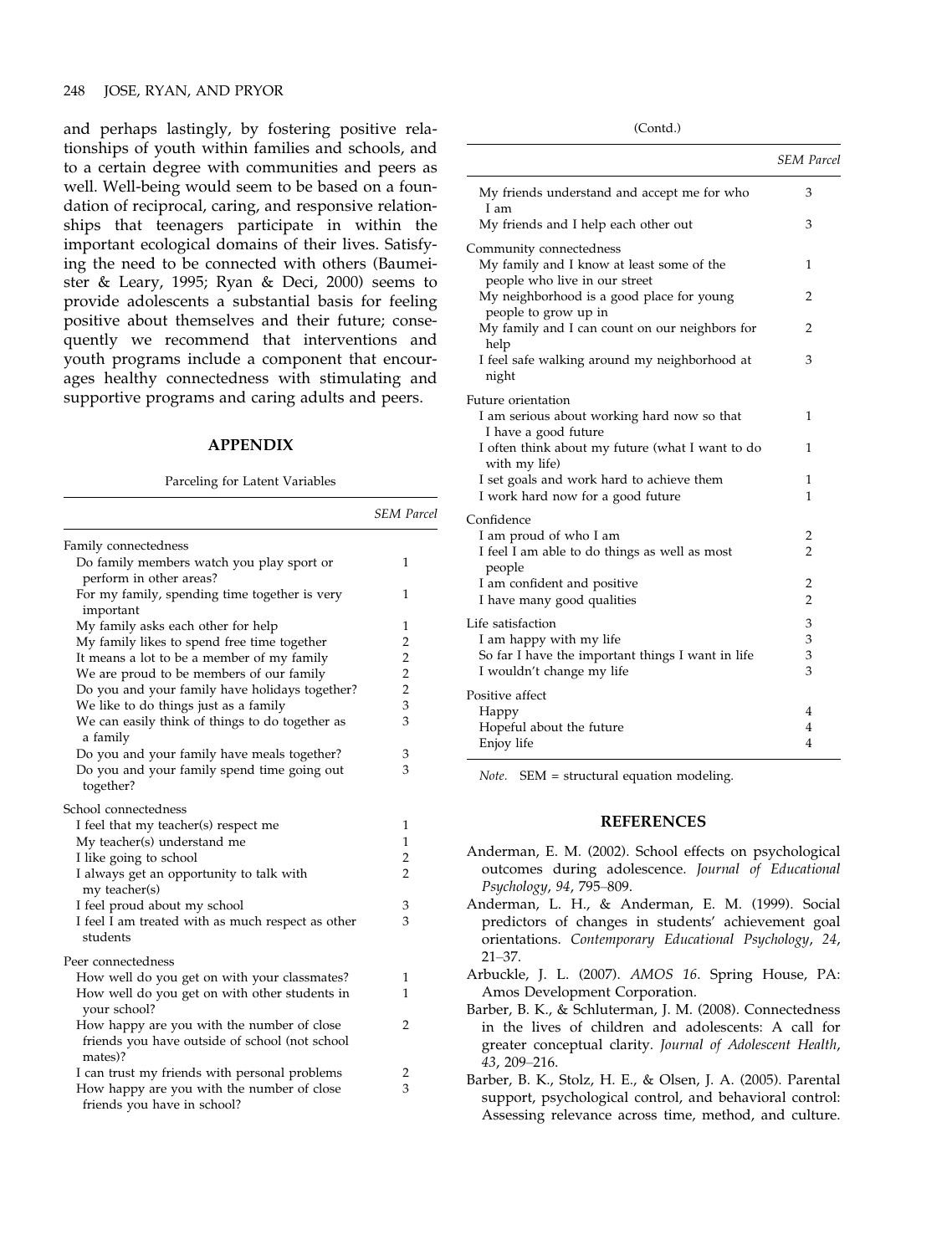and perhaps lastingly, by fostering positive relationships of youth within families and schools, and to a certain degree with communities and peers as well. Well-being would seem to be based on a foundation of reciprocal, caring, and responsive relationships that teenagers participate in within the important ecological domains of their lives. Satisfying the need to be connected with others (Baumeister & Leary, 1995; Ryan & Deci, 2000) seems to provide adolescents a substantial basis for feeling positive about themselves and their future; consequently we recommend that interventions and youth programs include a component that encourages healthy connectedness with stimulating and supportive programs and caring adults and peers.

## APPENDIX

Parceling for Latent Variables

| | *SEM Parcel* |
|---|---|
| Family connectedness | |
| Do family members watch you play sport or perform in other areas? | 1 |
| For my family, spending time together is very important | 1 |
| My family asks each other for help | 1 |
| My family likes to spend free time together | 2 |
| It means a lot to be a member of my family | 2 |
| We are proud to be members of our family | 2 |
| Do you and your family have holidays together? | 2 |
| We like to do things just as a family | 3 |
| We can easily think of things to do together as a family | 3 |
| Do you and your family have meals together? | 3 |
| Do you and your family spend time going out together? | 3 |
| School connectedness | |
| I feel that my teacher(s) respect me | 1 |
| My teacher(s) understand me | 1 |
| I like going to school | 2 |
| I always get an opportunity to talk with my teacher(s) | 2 |
| I feel proud about my school | 3 |
| I feel I am treated with as much respect as other students | 3 |
| Peer connectedness | |
| How well do you get on with your classmates? | 1 |
| How well do you get on with other students in your school? | 1 |
| How happy are you with the number of close friends you have outside of school (not school mates)? | 2 |
| I can trust my friends with personal problems | 2 |
| How happy are you with the number of close friends you have in school? | 3 |
| My friends understand and accept me for who I am | 3 |
| My friends and I help each other out | 3 |
| Community connectedness | |
| My family and I know at least some of the people who live in our street | 1 |
| My neighborhood is a good place for young people to grow up in | 2 |
| My family and I can count on our neighbors for help | 2 |
| I feel safe walking around my neighborhood at night | 3 |
| Future orientation | |
| I am serious about working hard now so that I have a good future | 1 |
| I often think about my future (what I want to do with my life) | 1 |
| I set goals and work hard to achieve them | 1 |
| I work hard now for a good future | 1 |
| Confidence | |
| I am proud of who I am | 2 |
| I feel I am able to do things as well as most people | 2 |
| I am confident and positive | 2 |
| I have many good qualities | 2 |
| Life satisfaction | 3 |
| I am happy with my life | 3 |
| So far I have the important things I want in life | 3 |
| I wouldn't change my life | 3 |
| Positive affect | |
| Happy | 4 |
| Hopeful about the future | 4 |
| Enjoy life | 4 |

*Note.* SEM = structural equation modeling.

## REFERENCES

Anderman, E. M. (2002). School effects on psychological outcomes during adolescence. *Journal of Educational Psychology*, *94*, 795–809.

Anderman, L. H., & Anderman, E. M. (1999). Social predictors of changes in students' achievement goal orientations. *Contemporary Educational Psychology*, *24*, 21–37.

Arbuckle, J. L. (2007). *AMOS 16*. Spring House, PA: Amos Development Corporation.

Barber, B. K., & Schluterman, J. M. (2008). Connectedness in the lives of children and adolescents: A call for greater conceptual clarity. *Journal of Adolescent Health*, *43*, 209–216.

Barber, B. K., Stolz, H. E., & Olsen, J. A. (2005). Parental support, psychological control, and behavioral control: Assessing relevance across time, method, and culture.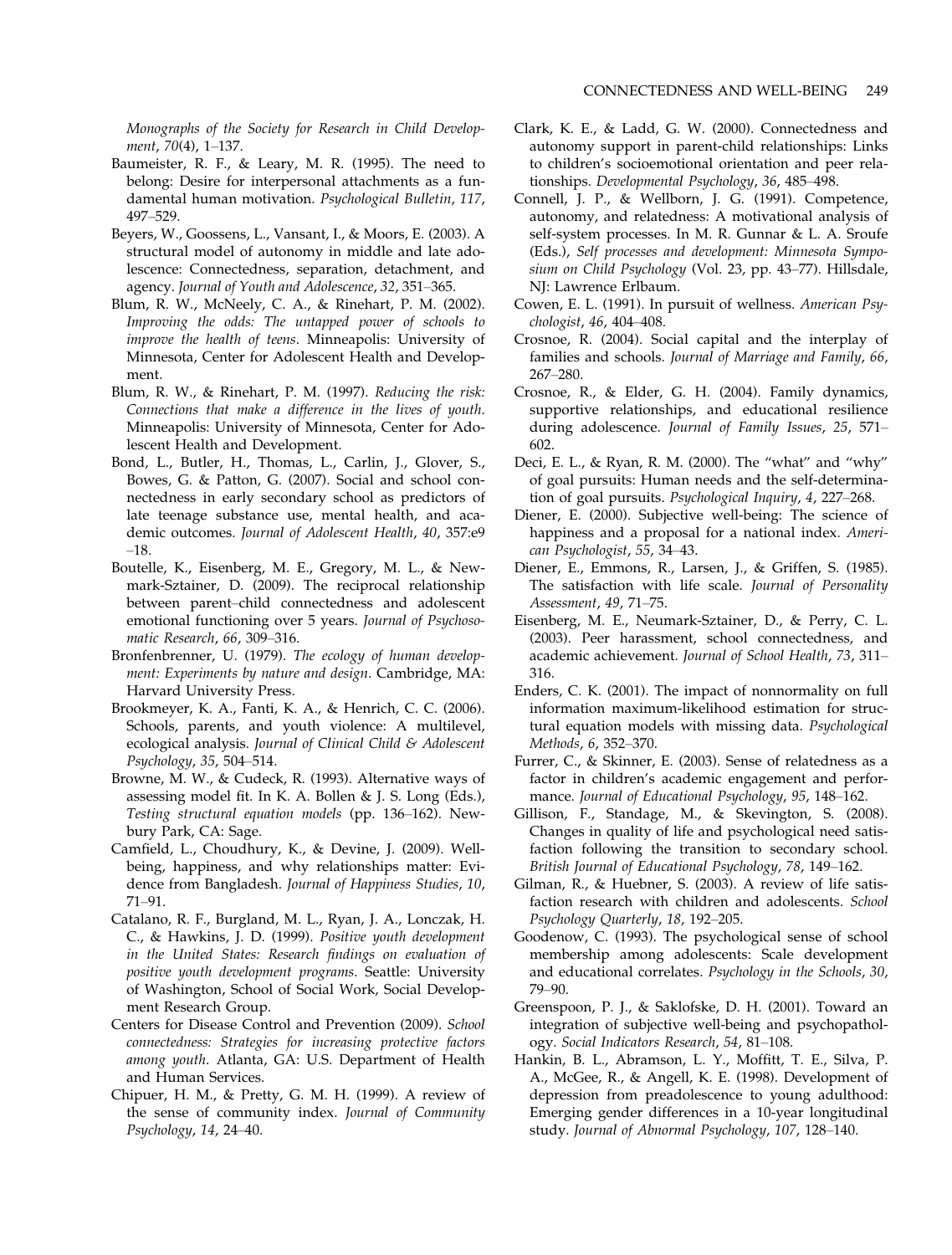*Monographs of the Society for Research in Child Development*, *70*(4), 1–137.

Baumeister, R. F., & Leary, M. R. (1995). The need to belong: Desire for interpersonal attachments as a fundamental human motivation. *Psychological Bulletin*, *117*, 497–529.

Beyers, W., Goossens, L., Vansant, I., & Moors, E. (2003). A structural model of autonomy in middle and late adolescence: Connectedness, separation, detachment, and agency. *Journal of Youth and Adolescence*, *32*, 351–365.

Blum, R. W., McNeely, C. A., & Rinehart, P. M. (2002). *Improving the odds: The untapped power of schools to improve the health of teens*. Minneapolis: University of Minnesota, Center for Adolescent Health and Development.

Blum, R. W., & Rinehart, P. M. (1997). *Reducing the risk: Connections that make a difference in the lives of youth*. Minneapolis: University of Minnesota, Center for Adolescent Health and Development.

Bond, L., Butler, H., Thomas, L., Carlin, J., Glover, S., Bowes, G. & Patton, G. (2007). Social and school connectedness in early secondary school as predictors of late teenage substance use, mental health, and academic outcomes. *Journal of Adolescent Health*, *40*, 357:e9–18.

Boutelle, K., Eisenberg, M. E., Gregory, M. L., & Newmark-Sztainer, D. (2009). The reciprocal relationship between parent–child connectedness and adolescent emotional functioning over 5 years. *Journal of Psychosomatic Research*, *66*, 309–316.

Bronfenbrenner, U. (1979). *The ecology of human development: Experiments by nature and design*. Cambridge, MA: Harvard University Press.

Brookmeyer, K. A., Fanti, K. A., & Henrich, C. C. (2006). Schools, parents, and youth violence: A multilevel, ecological analysis. *Journal of Clinical Child & Adolescent Psychology*, *35*, 504–514.

Browne, M. W., & Cudeck, R. (1993). Alternative ways of assessing model fit. In K. A. Bollen & J. S. Long (Eds.), *Testing structural equation models* (pp. 136–162). Newbury Park, CA: Sage.

Camfield, L., Choudhury, K., & Devine, J. (2009). Well-being, happiness, and why relationships matter: Evidence from Bangladesh. *Journal of Happiness Studies*, *10*, 71–91.

Catalano, R. F., Burgland, M. L., Ryan, J. A., Lonczak, H. C., & Hawkins, J. D. (1999). *Positive youth development in the United States: Research findings on evaluation of positive youth development programs*. Seattle: University of Washington, School of Social Work, Social Development Research Group.

Centers for Disease Control and Prevention (2009). *School connectedness: Strategies for increasing protective factors among youth*. Atlanta, GA: U.S. Department of Health and Human Services.

Chipuer, H. M., & Pretty, G. M. H. (1999). A review of the sense of community index. *Journal of Community Psychology*, *14*, 24–40.

Clark, K. E., & Ladd, G. W. (2000). Connectedness and autonomy support in parent-child relationships: Links to children's socioemotional orientation and peer relationships. *Developmental Psychology*, *36*, 485–498.

Connell, J. P., & Wellborn, J. G. (1991). Competence, autonomy, and relatedness: A motivational analysis of self-system processes. In M. R. Gunnar & L. A. Sroufe (Eds.), *Self processes and development: Minnesota Symposium on Child Psychology* (Vol. 23, pp. 43–77). Hillsdale, NJ: Lawrence Erlbaum.

Cowen, E. L. (1991). In pursuit of wellness. *American Psychologist*, *46*, 404–408.

Crosnoe, R. (2004). Social capital and the interplay of families and schools. *Journal of Marriage and Family*, *66*, 267–280.

Crosnoe, R., & Elder, G. H. (2004). Family dynamics, supportive relationships, and educational resilience during adolescence. *Journal of Family Issues*, *25*, 571–602.

Deci, E. L., & Ryan, R. M. (2000). The "what" and "why" of goal pursuits: Human needs and the self-determination of goal pursuits. *Psychological Inquiry*, *4*, 227–268.

Diener, E. (2000). Subjective well-being: The science of happiness and a proposal for a national index. *American Psychologist*, *55*, 34–43.

Diener, E., Emmons, R., Larsen, J., & Griffen, S. (1985). The satisfaction with life scale. *Journal of Personality Assessment*, *49*, 71–75.

Eisenberg, M. E., Neumark-Sztainer, D., & Perry, C. L. (2003). Peer harassment, school connectedness, and academic achievement. *Journal of School Health*, *73*, 311–316.

Enders, C. K. (2001). The impact of nonnormality on full information maximum-likelihood estimation for structural equation models with missing data. *Psychological Methods*, *6*, 352–370.

Furrer, C., & Skinner, E. (2003). Sense of relatedness as a factor in children's academic engagement and performance. *Journal of Educational Psychology*, *95*, 148–162.

Gillison, F., Standage, M., & Skevington, S. (2008). Changes in quality of life and psychological need satisfaction following the transition to secondary school. *British Journal of Educational Psychology*, *78*, 149–162.

Gilman, R., & Huebner, S. (2003). A review of life satisfaction research with children and adolescents. *School Psychology Quarterly*, *18*, 192–205.

Goodenow, C. (1993). The psychological sense of school membership among adolescents: Scale development and educational correlates. *Psychology in the Schools*, *30*, 79–90.

Greenspoon, P. J., & Saklofske, D. H. (2001). Toward an integration of subjective well-being and psychopathology. *Social Indicators Research*, *54*, 81–108.

Hankin, B. L., Abramson, L. Y., Moffitt, T. E., Silva, P. A., McGee, R., & Angell, K. E. (1998). Development of depression from preadolescence to young adulthood: Emerging gender differences in a 10-year longitudinal study. *Journal of Abnormal Psychology*, *107*, 128–140.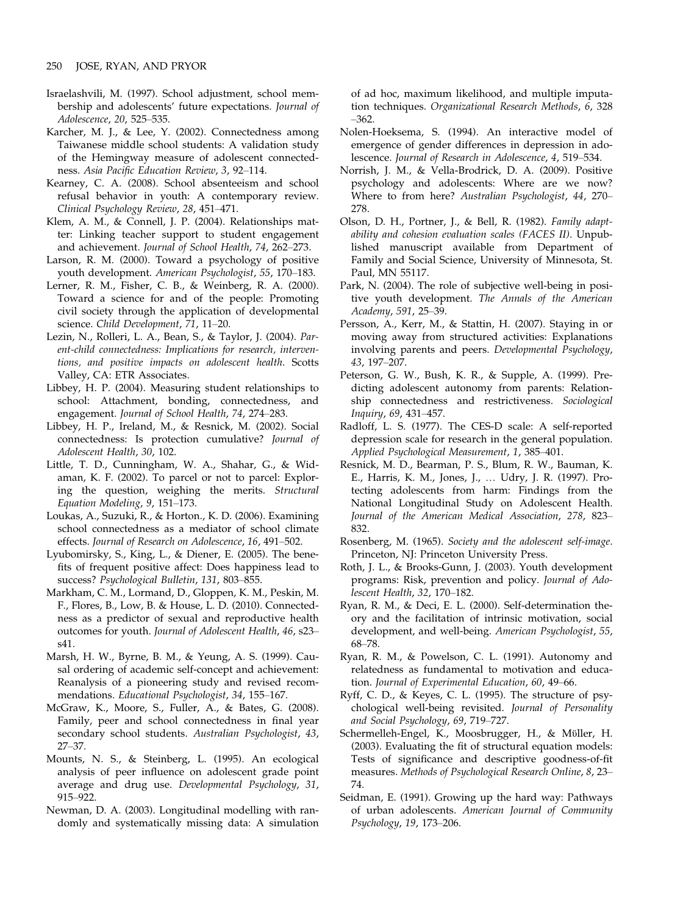Israelashvili, M. (1997). School adjustment, school membership and adolescents' future expectations. *Journal of Adolescence*, *20*, 525–535.

Karcher, M. J., & Lee, Y. (2002). Connectedness among Taiwanese middle school students: A validation study of the Hemingway measure of adolescent connectedness. *Asia Pacific Education Review*, *3*, 92–114.

Kearney, C. A. (2008). School absenteeism and school refusal behavior in youth: A contemporary review. *Clinical Psychology Review*, *28*, 451–471.

Klem, A. M., & Connell, J. P. (2004). Relationships matter: Linking teacher support to student engagement and achievement. *Journal of School Health*, *74*, 262–273.

Larson, R. M. (2000). Toward a psychology of positive youth development. *American Psychologist*, *55*, 170–183.

Lerner, R. M., Fisher, C. B., & Weinberg, R. A. (2000). Toward a science for and of the people: Promoting civil society through the application of developmental science. *Child Development*, *71*, 11–20.

Lezin, N., Rolleri, L. A., Bean, S., & Taylor, J. (2004). *Parent-child connectedness: Implications for research, interventions, and positive impacts on adolescent health*. Scotts Valley, CA: ETR Associates.

Libbey, H. P. (2004). Measuring student relationships to school: Attachment, bonding, connectedness, and engagement. *Journal of School Health*, *74*, 274–283.

Libbey, H. P., Ireland, M., & Resnick, M. (2002). Social connectedness: Is protection cumulative? *Journal of Adolescent Health*, *30*, 102.

Little, T. D., Cunningham, W. A., Shahar, G., & Widaman, K. F. (2002). To parcel or not to parcel: Exploring the question, weighing the merits. *Structural Equation Modeling*, *9*, 151–173.

Loukas, A., Suzuki, R., & Horton., K. D. (2006). Examining school connectedness as a mediator of school climate effects. *Journal of Research on Adolescence*, *16*, 491–502.

Lyubomirsky, S., King, L., & Diener, E. (2005). The benefits of frequent positive affect: Does happiness lead to success? *Psychological Bulletin*, *131*, 803–855.

Markham, C. M., Lormand, D., Gloppen, K. M., Peskin, M. F., Flores, B., Low, B. & House, L. D. (2010). Connectedness as a predictor of sexual and reproductive health outcomes for youth. *Journal of Adolescent Health*, *46*, s23–s41.

Marsh, H. W., Byrne, B. M., & Yeung, A. S. (1999). Causal ordering of academic self-concept and achievement: Reanalysis of a pioneering study and revised recommendations. *Educational Psychologist*, *34*, 155–167.

McGraw, K., Moore, S., Fuller, A., & Bates, G. (2008). Family, peer and school connectedness in final year secondary school students. *Australian Psychologist*, *43*, 27–37.

Mounts, N. S., & Steinberg, L. (1995). An ecological analysis of peer influence on adolescent grade point average and drug use. *Developmental Psychology*, *31*, 915–922.

Newman, D. A. (2003). Longitudinal modelling with randomly and systematically missing data: A simulation of ad hoc, maximum likelihood, and multiple imputation techniques. *Organizational Research Methods*, *6*, 328–362.

Nolen-Hoeksema, S. (1994). An interactive model of emergence of gender differences in depression in adolescence. *Journal of Research in Adolescence*, *4*, 519–534.

Norrish, J. M., & Vella-Brodrick, D. A. (2009). Positive psychology and adolescents: Where are we now? Where to from here? *Australian Psychologist*, *44*, 270–278.

Olson, D. H., Portner, J., & Bell, R. (1982). *Family adaptability and cohesion evaluation scales (FACES II)*. Unpublished manuscript available from Department of Family and Social Science, University of Minnesota, St. Paul, MN 55117.

Park, N. (2004). The role of subjective well-being in positive youth development. *The Annals of the American Academy*, *591*, 25–39.

Persson, A., Kerr, M., & Stattin, H. (2007). Staying in or moving away from structured activities: Explanations involving parents and peers. *Developmental Psychology*, *43*, 197–207.

Peterson, G. W., Bush, K. R., & Supple, A. (1999). Predicting adolescent autonomy from parents: Relationship connectedness and restrictiveness. *Sociological Inquiry*, *69*, 431–457.

Radloff, L. S. (1977). The CES-D scale: A self-reported depression scale for research in the general population. *Applied Psychological Measurement*, *1*, 385–401.

Resnick, M. D., Bearman, P. S., Blum, R. W., Bauman, K. E., Harris, K. M., Jones, J., … Udry, J. R. (1997). Protecting adolescents from harm: Findings from the National Longitudinal Study on Adolescent Health. *Journal of the American Medical Association*, *278*, 823–832.

Rosenberg, M. (1965). *Society and the adolescent self-image*. Princeton, NJ: Princeton University Press.

Roth, J. L., & Brooks-Gunn, J. (2003). Youth development programs: Risk, prevention and policy. *Journal of Adolescent Health*, *32*, 170–182.

Ryan, R. M., & Deci, E. L. (2000). Self-determination theory and the facilitation of intrinsic motivation, social development, and well-being. *American Psychologist*, *55*, 68–78.

Ryan, R. M., & Powelson, C. L. (1991). Autonomy and relatedness as fundamental to motivation and education. *Journal of Experimental Education*, *60*, 49–66.

Ryff, C. D., & Keyes, C. L. (1995). The structure of psychological well-being revisited. *Journal of Personality and Social Psychology*, *69*, 719–727.

Schermelleh-Engel, K., Moosbrugger, H., & Möller, H. (2003). Evaluating the fit of structural equation models: Tests of significance and descriptive goodness-of-fit measures. *Methods of Psychological Research Online*, *8*, 23–74.

Seidman, E. (1991). Growing up the hard way: Pathways of urban adolescents. *American Journal of Community Psychology*, *19*, 173–206.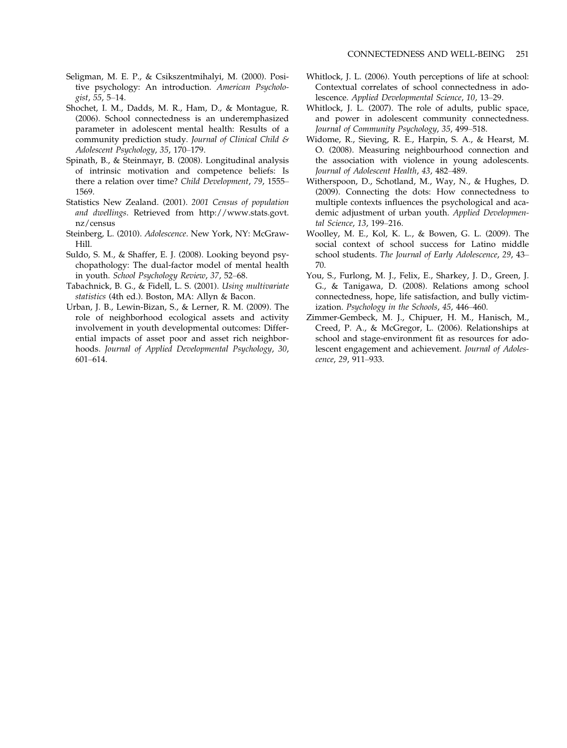Seligman, M. E. P., & Csikszentmihalyi, M. (2000). Positive psychology: An introduction. *American Psychologist*, *55*, 5–14.

Shochet, I. M., Dadds, M. R., Ham, D., & Montague, R. (2006). School connectedness is an underemphasized parameter in adolescent mental health: Results of a community prediction study. *Journal of Clinical Child & Adolescent Psychology*, *35*, 170–179.

Spinath, B., & Steinmayr, B. (2008). Longitudinal analysis of intrinsic motivation and competence beliefs: Is there a relation over time? *Child Development*, *79*, 1555–1569.

Statistics New Zealand. (2001). *2001 Census of population and dwellings*. Retrieved from http://www.stats.govt.nz/census

Steinberg, L. (2010). *Adolescence*. New York, NY: McGraw-Hill.

Suldo, S. M., & Shaffer, E. J. (2008). Looking beyond psychopathology: The dual-factor model of mental health in youth. *School Psychology Review*, *37*, 52–68.

Tabachnick, B. G., & Fidell, L. S. (2001). *Using multivariate statistics* (4th ed.). Boston, MA: Allyn & Bacon.

Urban, J. B., Lewin-Bizan, S., & Lerner, R. M. (2009). The role of neighborhood ecological assets and activity involvement in youth developmental outcomes: Differential impacts of asset poor and asset rich neighborhoods. *Journal of Applied Developmental Psychology*, *30*, 601–614.

Whitlock, J. L. (2006). Youth perceptions of life at school: Contextual correlates of school connectedness in adolescence. *Applied Developmental Science*, *10*, 13–29.

Whitlock, J. L. (2007). The role of adults, public space, and power in adolescent community connectedness. *Journal of Community Psychology*, *35*, 499–518.

Widome, R., Sieving, R. E., Harpin, S. A., & Hearst, M. O. (2008). Measuring neighbourhood connection and the association with violence in young adolescents. *Journal of Adolescent Health*, *43*, 482–489.

Witherspoon, D., Schotland, M., Way, N., & Hughes, D. (2009). Connecting the dots: How connectedness to multiple contexts influences the psychological and academic adjustment of urban youth. *Applied Developmental Science*, *13*, 199–216.

Woolley, M. E., Kol, K. L., & Bowen, G. L. (2009). The social context of school success for Latino middle school students. *The Journal of Early Adolescence*, *29*, 43–70.

You, S., Furlong, M. J., Felix, E., Sharkey, J. D., Green, J. G., & Tanigawa, D. (2008). Relations among school connectedness, hope, life satisfaction, and bully victimization. *Psychology in the Schools*, *45*, 446–460.

Zimmer-Gembeck, M. J., Chipuer, H. M., Hanisch, M., Creed, P. A., & McGregor, L. (2006). Relationships at school and stage-environment fit as resources for adolescent engagement and achievement. *Journal of Adolescence*, *29*, 911–933.